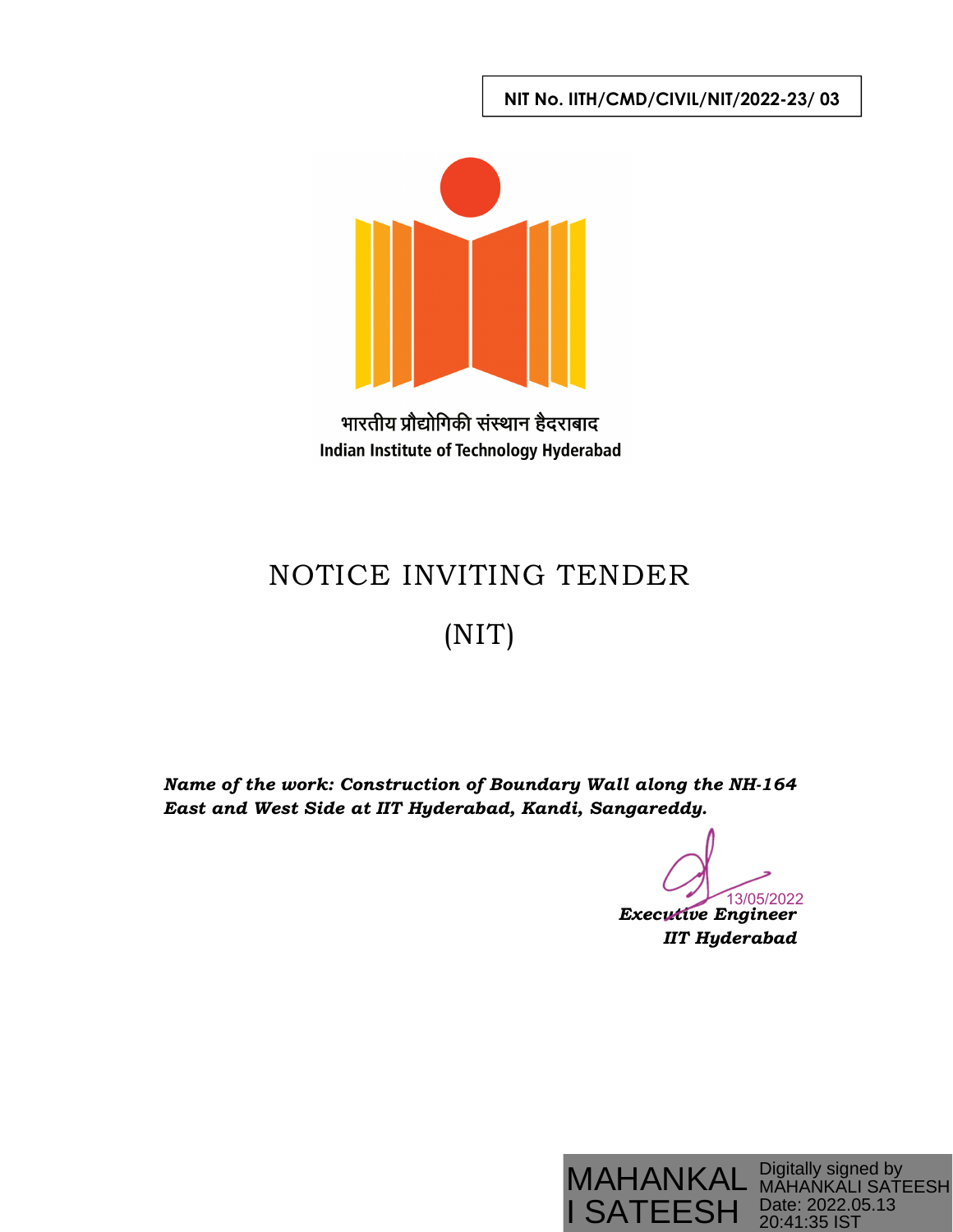**NIT No. IITH/CMD/CIVIL/NIT/2022-23/ 03**

भारतीय प्रौद्योगिकी संस्थान हैदराबाद

**Indian Institute of Technology Hyderabad**

# NOTICE INVITING TENDER

# (NIT)

***Name of the work: Construction of Boundary Wall along the NH-164 East and West Side at IIT Hyderabad, Kandi, Sangareddy.***

13/05/2022

***Executive Engineer***

***IIT Hyderabad***

MAHANKALI SATEESH

Digitally signed by MAHANKALI SATEESH
Date: 2022.05.13 20:41:35 IST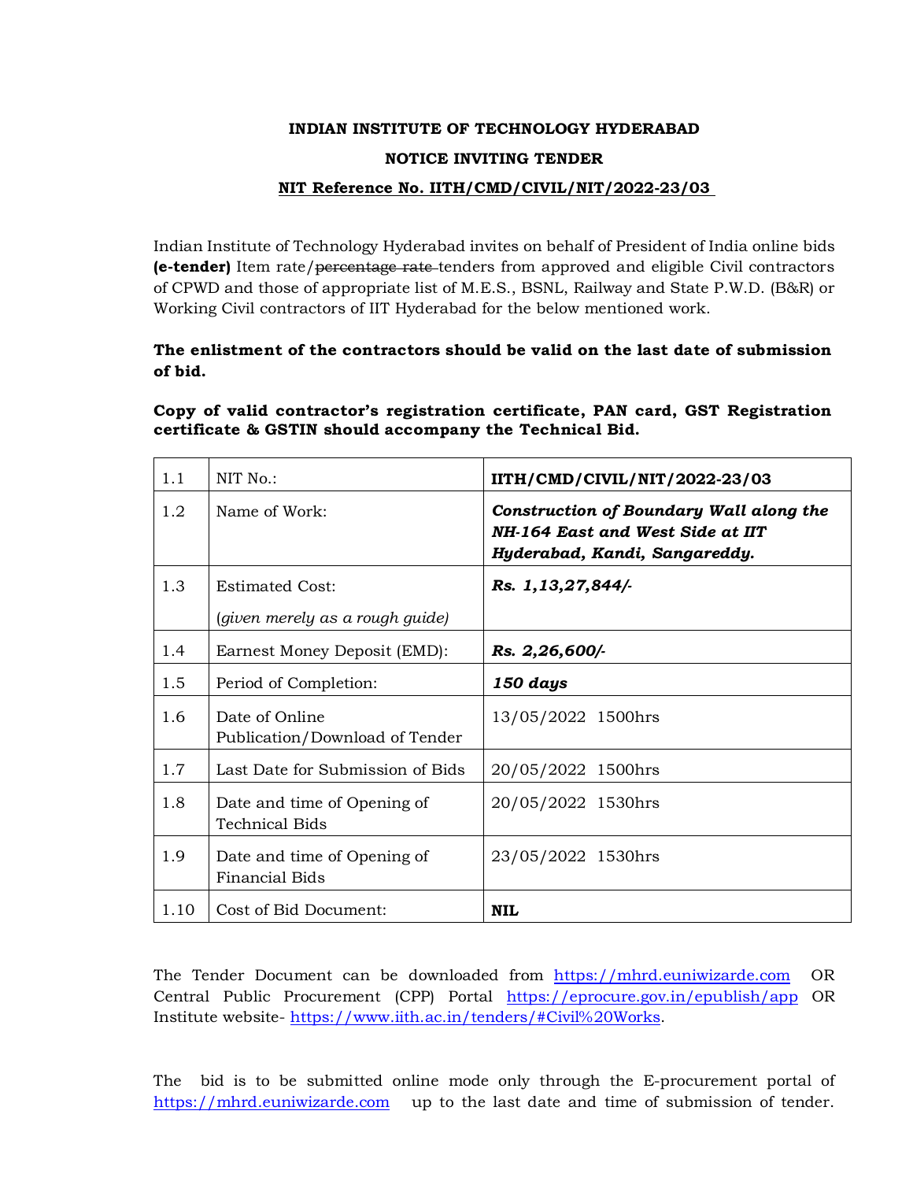**INDIAN INSTITUTE OF TECHNOLOGY HYDERABAD**

**NOTICE INVITING TENDER**

**NIT Reference No. IITH/CMD/CIVIL/NIT/2022-23/03**

Indian Institute of Technology Hyderabad invites on behalf of President of India online bids **(e-tender)** Item rate/~~percentage rate~~ tenders from approved and eligible Civil contractors of CPWD and those of appropriate list of M.E.S., BSNL, Railway and State P.W.D. (B&R) or Working Civil contractors of IIT Hyderabad for the below mentioned work.

**The enlistment of the contractors should be valid on the last date of submission of bid.**

**Copy of valid contractor's registration certificate, PAN card, GST Registration certificate & GSTIN should accompany the Technical Bid.**

| | | |
|---|---|---|
| 1.1 | NIT No.: | **IITH/CMD/CIVIL/NIT/2022-23/03** |
| 1.2 | Name of Work: | ***Construction of Boundary Wall along the NH-164 East and West Side at IIT Hyderabad, Kandi, Sangareddy.*** |
| 1.3 | Estimated Cost: (*given merely as a rough guide*) | ***Rs. 1,13,27,844/-*** |
| 1.4 | Earnest Money Deposit (EMD): | ***Rs. 2,26,600/-*** |
| 1.5 | Period of Completion: | ***150 days*** |
| 1.6 | Date of Online Publication/Download of Tender | 13/05/2022 1500hrs |
| 1.7 | Last Date for Submission of Bids | 20/05/2022 1500hrs |
| 1.8 | Date and time of Opening of Technical Bids | 20/05/2022 1530hrs |
| 1.9 | Date and time of Opening of Financial Bids | 23/05/2022 1530hrs |
| 1.10 | Cost of Bid Document: | **NIL** |

The Tender Document can be downloaded from https://mhrd.euniwizarde.com OR Central Public Procurement (CPP) Portal https://eprocure.gov.in/epublish/app OR Institute website- https://www.iith.ac.in/tenders/#Civil%20Works.

The bid is to be submitted online mode only through the E-procurement portal of https://mhrd.euniwizarde.com up to the last date and time of submission of tender.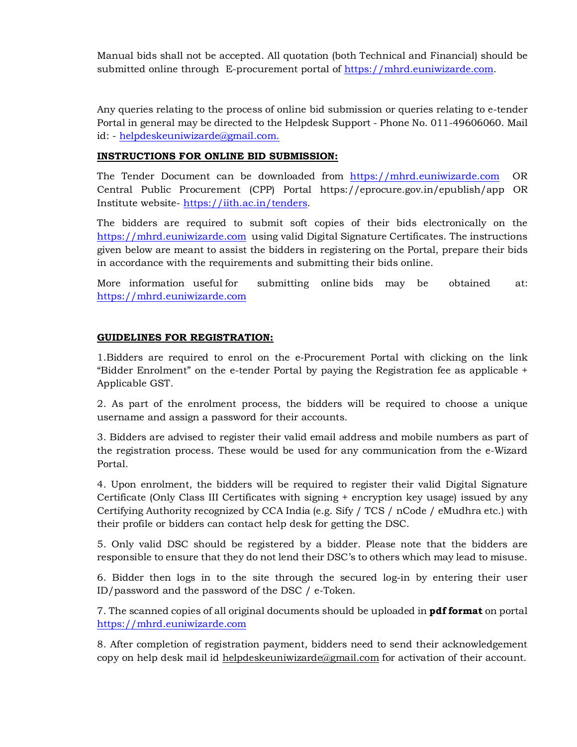Manual bids shall not be accepted. All quotation (both Technical and Financial) should be submitted online through E-procurement portal of https://mhrd.euniwizarde.com.

Any queries relating to the process of online bid submission or queries relating to e-tender Portal in general may be directed to the Helpdesk Support - Phone No. 011-49606060. Mail id: - helpdeskeuniwizarde@gmail.com.

**INSTRUCTIONS FOR ONLINE BID SUBMISSION:**

The Tender Document can be downloaded from https://mhrd.euniwizarde.com OR Central Public Procurement (CPP) Portal https://eprocure.gov.in/epublish/app OR Institute website- https://iith.ac.in/tenders.

The bidders are required to submit soft copies of their bids electronically on the https://mhrd.euniwizarde.com using valid Digital Signature Certificates. The instructions given below are meant to assist the bidders in registering on the Portal, prepare their bids in accordance with the requirements and submitting their bids online.

More information useful for submitting online bids may be obtained at: https://mhrd.euniwizarde.com

**GUIDELINES FOR REGISTRATION:**

1.Bidders are required to enrol on the e-Procurement Portal with clicking on the link "Bidder Enrolment" on the e-tender Portal by paying the Registration fee as applicable + Applicable GST.

2. As part of the enrolment process, the bidders will be required to choose a unique username and assign a password for their accounts.

3. Bidders are advised to register their valid email address and mobile numbers as part of the registration process. These would be used for any communication from the e-Wizard Portal.

4. Upon enrolment, the bidders will be required to register their valid Digital Signature Certificate (Only Class III Certificates with signing + encryption key usage) issued by any Certifying Authority recognized by CCA India (e.g. Sify / TCS / nCode / eMudhra etc.) with their profile or bidders can contact help desk for getting the DSC.

5. Only valid DSC should be registered by a bidder. Please note that the bidders are responsible to ensure that they do not lend their DSC's to others which may lead to misuse.

6. Bidder then logs in to the site through the secured log-in by entering their user ID/password and the password of the DSC / e-Token.

7. The scanned copies of all original documents should be uploaded in **pdf format** on portal https://mhrd.euniwizarde.com

8. After completion of registration payment, bidders need to send their acknowledgement copy on help desk mail id helpdeskeuniwizarde@gmail.com for activation of their account.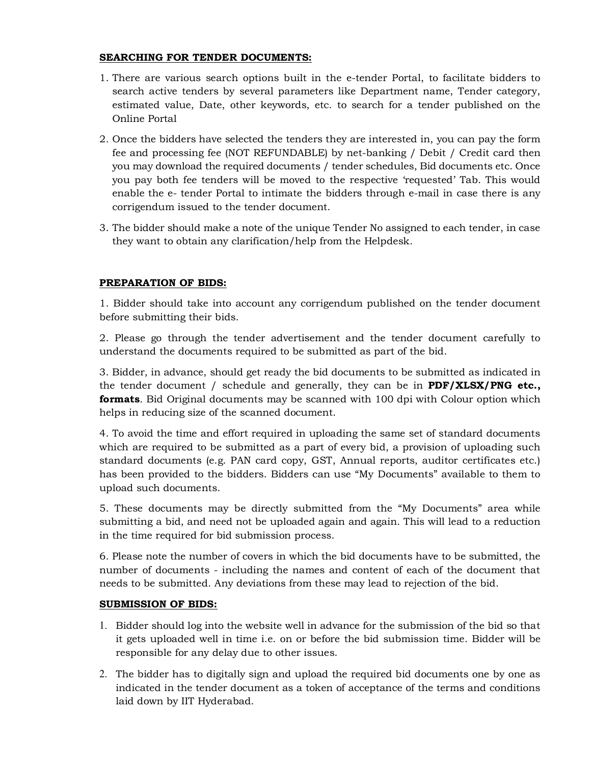**SEARCHING FOR TENDER DOCUMENTS:**

1. There are various search options built in the e-tender Portal, to facilitate bidders to search active tenders by several parameters like Department name, Tender category, estimated value, Date, other keywords, etc. to search for a tender published on the Online Portal

2. Once the bidders have selected the tenders they are interested in, you can pay the form fee and processing fee (NOT REFUNDABLE) by net-banking / Debit / Credit card then you may download the required documents / tender schedules, Bid documents etc. Once you pay both fee tenders will be moved to the respective 'requested' Tab. This would enable the e- tender Portal to intimate the bidders through e-mail in case there is any corrigendum issued to the tender document.

3. The bidder should make a note of the unique Tender No assigned to each tender, in case they want to obtain any clarification/help from the Helpdesk.

**PREPARATION OF BIDS:**

1. Bidder should take into account any corrigendum published on the tender document before submitting their bids.

2. Please go through the tender advertisement and the tender document carefully to understand the documents required to be submitted as part of the bid.

3. Bidder, in advance, should get ready the bid documents to be submitted as indicated in the tender document / schedule and generally, they can be in **PDF/XLSX/PNG etc., formats**. Bid Original documents may be scanned with 100 dpi with Colour option which helps in reducing size of the scanned document.

4. To avoid the time and effort required in uploading the same set of standard documents which are required to be submitted as a part of every bid, a provision of uploading such standard documents (e.g. PAN card copy, GST, Annual reports, auditor certificates etc.) has been provided to the bidders. Bidders can use "My Documents" available to them to upload such documents.

5. These documents may be directly submitted from the "My Documents" area while submitting a bid, and need not be uploaded again and again. This will lead to a reduction in the time required for bid submission process.

6. Please note the number of covers in which the bid documents have to be submitted, the number of documents - including the names and content of each of the document that needs to be submitted. Any deviations from these may lead to rejection of the bid.

**SUBMISSION OF BIDS:**

1. Bidder should log into the website well in advance for the submission of the bid so that it gets uploaded well in time i.e. on or before the bid submission time. Bidder will be responsible for any delay due to other issues.

2. The bidder has to digitally sign and upload the required bid documents one by one as indicated in the tender document as a token of acceptance of the terms and conditions laid down by IIT Hyderabad.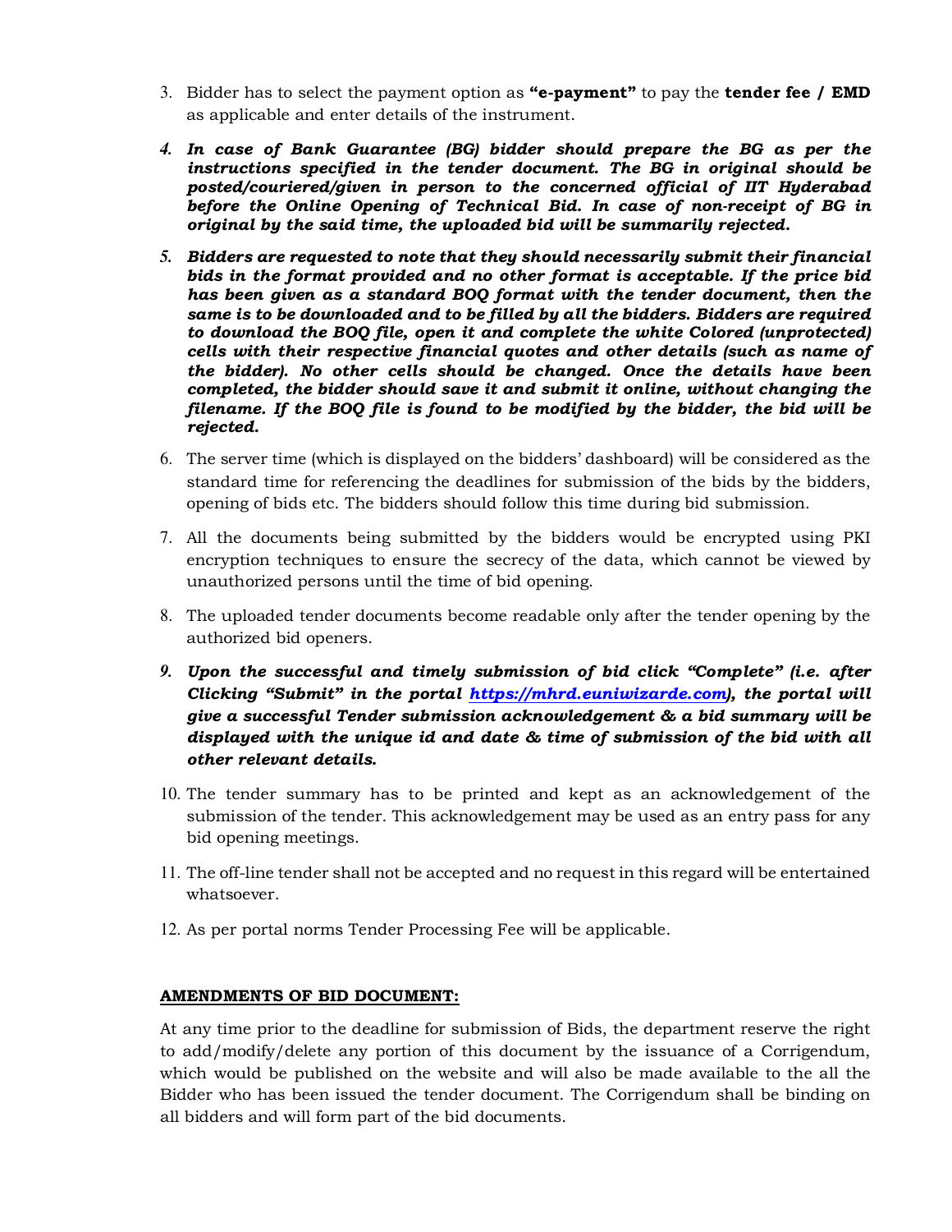3. Bidder has to select the payment option as **"e-payment"** to pay the **tender fee / EMD** as applicable and enter details of the instrument.

4. ***In case of Bank Guarantee (BG) bidder should prepare the BG as per the instructions specified in the tender document. The BG in original should be posted/couriered/given in person to the concerned official of IIT Hyderabad before the Online Opening of Technical Bid. In case of non-receipt of BG in original by the said time, the uploaded bid will be summarily rejected.***

5. ***Bidders are requested to note that they should necessarily submit their financial bids in the format provided and no other format is acceptable. If the price bid has been given as a standard BOQ format with the tender document, then the same is to be downloaded and to be filled by all the bidders. Bidders are required to download the BOQ file, open it and complete the white Colored (unprotected) cells with their respective financial quotes and other details (such as name of the bidder). No other cells should be changed. Once the details have been completed, the bidder should save it and submit it online, without changing the filename. If the BOQ file is found to be modified by the bidder, the bid will be rejected.***

6. The server time (which is displayed on the bidders' dashboard) will be considered as the standard time for referencing the deadlines for submission of the bids by the bidders, opening of bids etc. The bidders should follow this time during bid submission.

7. All the documents being submitted by the bidders would be encrypted using PKI encryption techniques to ensure the secrecy of the data, which cannot be viewed by unauthorized persons until the time of bid opening.

8. The uploaded tender documents become readable only after the tender opening by the authorized bid openers.

9. ***Upon the successful and timely submission of bid click "Complete" (i.e. after Clicking "Submit" in the portal [https://mhrd.euniwizarde.com](https://mhrd.euniwizarde.com)), the portal will give a successful Tender submission acknowledgement & a bid summary will be displayed with the unique id and date & time of submission of the bid with all other relevant details.***

10. The tender summary has to be printed and kept as an acknowledgement of the submission of the tender. This acknowledgement may be used as an entry pass for any bid opening meetings.

11. The off-line tender shall not be accepted and no request in this regard will be entertained whatsoever.

12. As per portal norms Tender Processing Fee will be applicable.

**<u>AMENDMENTS OF BID DOCUMENT:</u>**

At any time prior to the deadline for submission of Bids, the department reserve the right to add/modify/delete any portion of this document by the issuance of a Corrigendum, which would be published on the website and will also be made available to the all the Bidder who has been issued the tender document. The Corrigendum shall be binding on all bidders and will form part of the bid documents.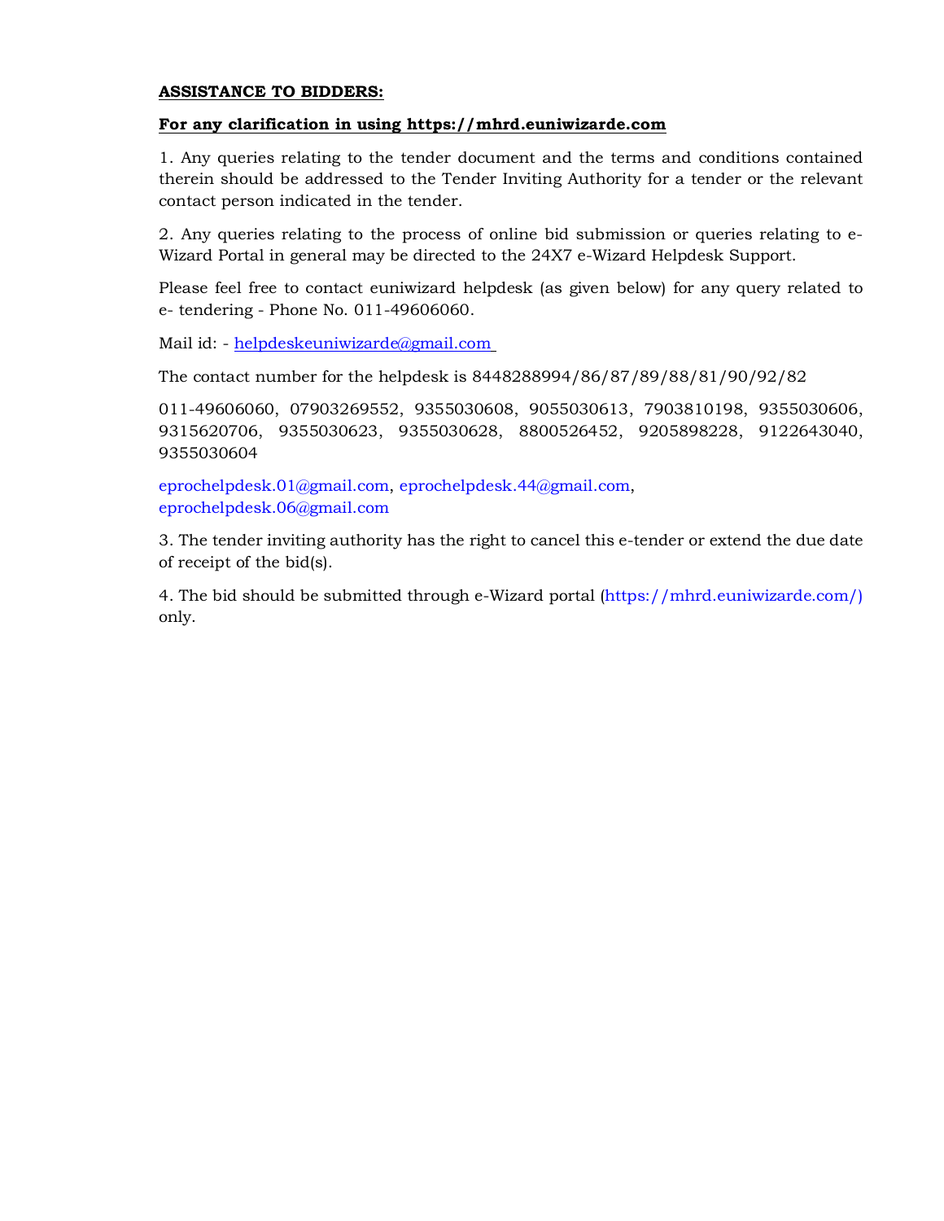**ASSISTANCE TO BIDDERS:**

**For any clarification in using https://mhrd.euniwizarde.com**

1. Any queries relating to the tender document and the terms and conditions contained therein should be addressed to the Tender Inviting Authority for a tender or the relevant contact person indicated in the tender.

2. Any queries relating to the process of online bid submission or queries relating to e-Wizard Portal in general may be directed to the 24X7 e-Wizard Helpdesk Support.

Please feel free to contact euniwizard helpdesk (as given below) for any query related to e- tendering - Phone No. 011-49606060.

Mail id: - helpdeskeuniwizarde@gmail.com

The contact number for the helpdesk is 8448288994/86/87/89/88/81/90/92/82

011-49606060, 07903269552, 9355030608, 9055030613, 7903810198, 9355030606, 9315620706, 9355030623, 9355030628, 8800526452, 9205898228, 9122643040, 9355030604

eprochelpdesk.01@gmail.com, eprochelpdesk.44@gmail.com, eprochelpdesk.06@gmail.com

3. The tender inviting authority has the right to cancel this e-tender or extend the due date of receipt of the bid(s).

4. The bid should be submitted through e-Wizard portal (https://mhrd.euniwizarde.com/) only.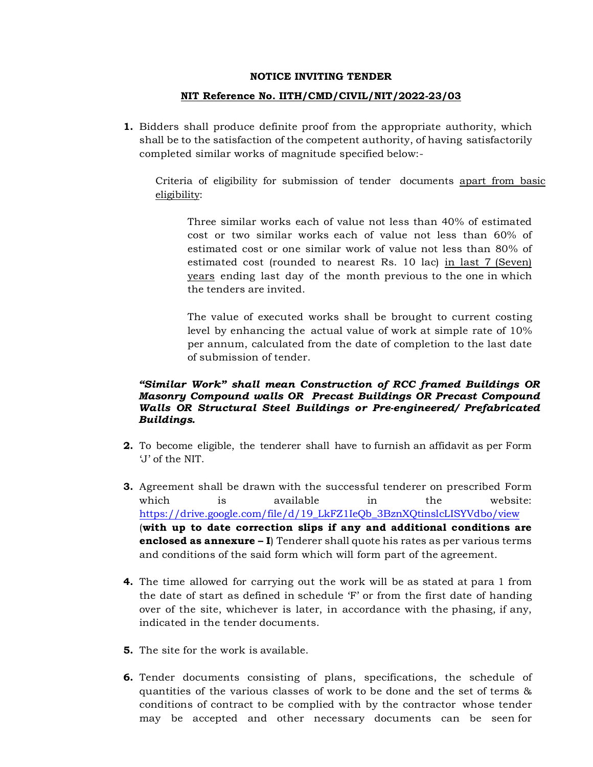**NOTICE INVITING TENDER**

**NIT Reference No. IITH/CMD/CIVIL/NIT/2022-23/03**

1. Bidders shall produce definite proof from the appropriate authority, which shall be to the satisfaction of the competent authority, of having satisfactorily completed similar works of magnitude specified below:-

   Criteria of eligibility for submission of tender documents apart from basic eligibility:

   > Three similar works each of value not less than 40% of estimated cost or two similar works each of value not less than 60% of estimated cost or one similar work of value not less than 80% of estimated cost (rounded to nearest Rs. 10 lac) in last 7 (Seven) years ending last day of the month previous to the one in which the tenders are invited.
   >
   > The value of executed works shall be brought to current costing level by enhancing the actual value of work at simple rate of 10% per annum, calculated from the date of completion to the last date of submission of tender.

   ***"Similar Work" shall mean Construction of RCC framed Buildings OR Masonry Compound walls OR Precast Buildings OR Precast Compound Walls OR Structural Steel Buildings or Pre-engineered/ Prefabricated Buildings.***

2. To become eligible, the tenderer shall have to furnish an affidavit as per Form 'J' of the NIT.

3. Agreement shall be drawn with the successful tenderer on prescribed Form which is available in the website: https://drive.google.com/file/d/19_LkFZ1IeQb_3BznXQtinslcLISYVdbo/view (**with up to date correction slips if any and additional conditions are enclosed as annexure – I**) Tenderer shall quote his rates as per various terms and conditions of the said form which will form part of the agreement.

4. The time allowed for carrying out the work will be as stated at para 1 from the date of start as defined in schedule 'F' or from the first date of handing over of the site, whichever is later, in accordance with the phasing, if any, indicated in the tender documents.

5. The site for the work is available.

6. Tender documents consisting of plans, specifications, the schedule of quantities of the various classes of work to be done and the set of terms & conditions of contract to be complied with by the contractor whose tender may be accepted and other necessary documents can be seen for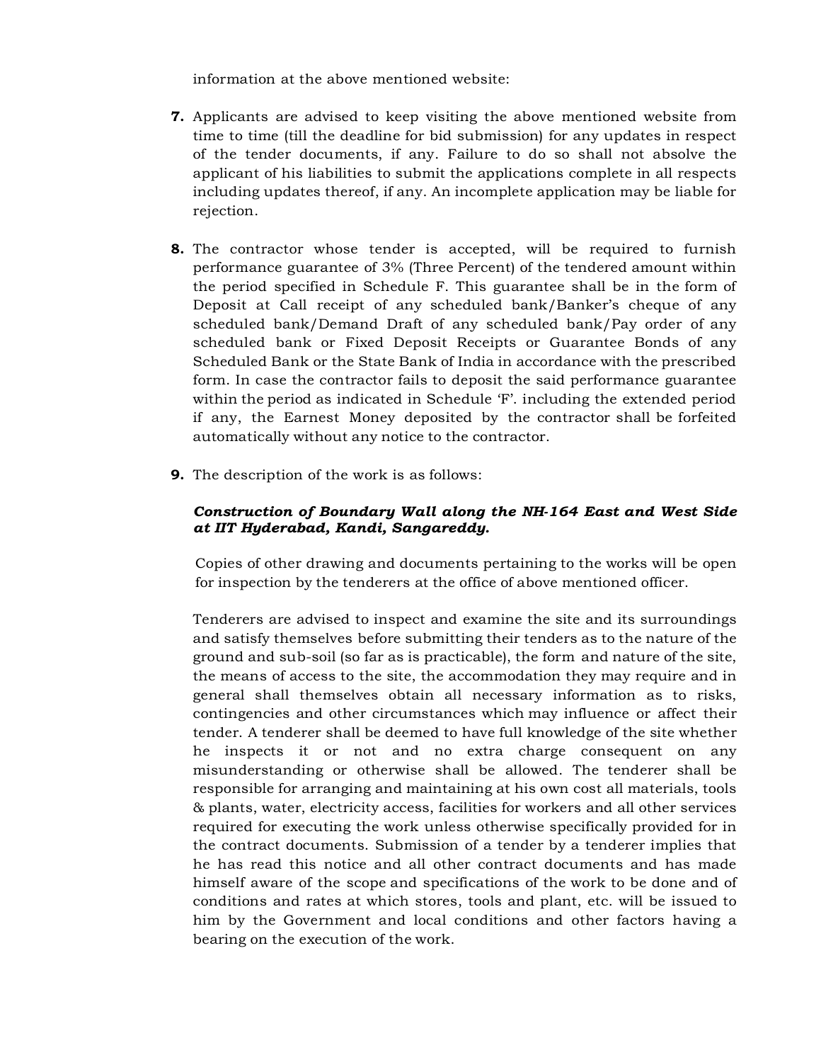information at the above mentioned website:

**7.** Applicants are advised to keep visiting the above mentioned website from time to time (till the deadline for bid submission) for any updates in respect of the tender documents, if any. Failure to do so shall not absolve the applicant of his liabilities to submit the applications complete in all respects including updates thereof, if any. An incomplete application may be liable for rejection.

**8.** The contractor whose tender is accepted, will be required to furnish performance guarantee of 3% (Three Percent) of the tendered amount within the period specified in Schedule F. This guarantee shall be in the form of Deposit at Call receipt of any scheduled bank/Banker's cheque of any scheduled bank/Demand Draft of any scheduled bank/Pay order of any scheduled bank or Fixed Deposit Receipts or Guarantee Bonds of any Scheduled Bank or the State Bank of India in accordance with the prescribed form. In case the contractor fails to deposit the said performance guarantee within the period as indicated in Schedule 'F'. including the extended period if any, the Earnest Money deposited by the contractor shall be forfeited automatically without any notice to the contractor.

**9.** The description of the work is as follows:

***Construction of Boundary Wall along the NH-164 East and West Side at IIT Hyderabad, Kandi, Sangareddy.***

Copies of other drawing and documents pertaining to the works will be open for inspection by the tenderers at the office of above mentioned officer.

Tenderers are advised to inspect and examine the site and its surroundings and satisfy themselves before submitting their tenders as to the nature of the ground and sub-soil (so far as is practicable), the form and nature of the site, the means of access to the site, the accommodation they may require and in general shall themselves obtain all necessary information as to risks, contingencies and other circumstances which may influence or affect their tender. A tenderer shall be deemed to have full knowledge of the site whether he inspects it or not and no extra charge consequent on any misunderstanding or otherwise shall be allowed. The tenderer shall be responsible for arranging and maintaining at his own cost all materials, tools & plants, water, electricity access, facilities for workers and all other services required for executing the work unless otherwise specifically provided for in the contract documents. Submission of a tender by a tenderer implies that he has read this notice and all other contract documents and has made himself aware of the scope and specifications of the work to be done and of conditions and rates at which stores, tools and plant, etc. will be issued to him by the Government and local conditions and other factors having a bearing on the execution of the work.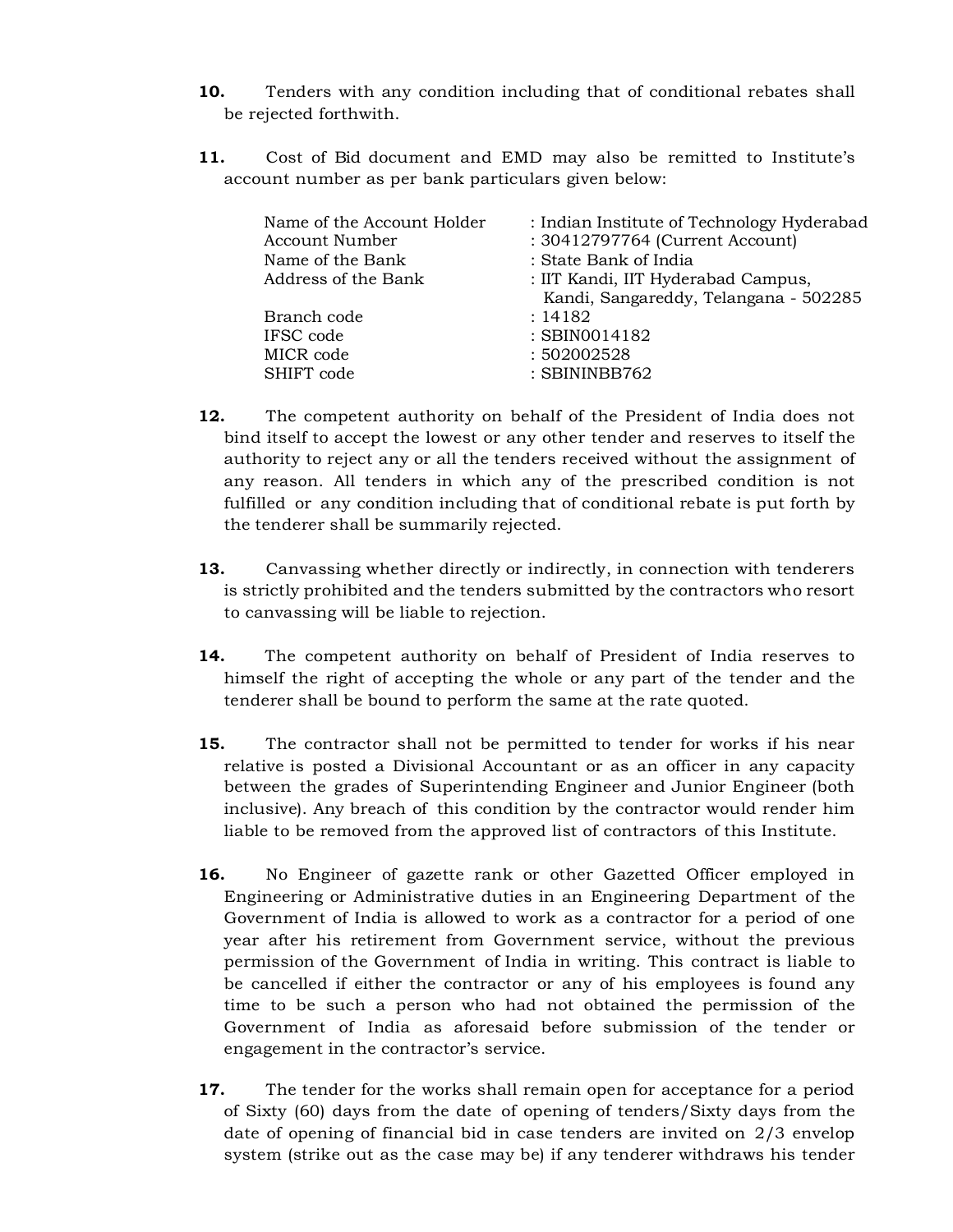**10.** Tenders with any condition including that of conditional rebates shall be rejected forthwith.

**11.** Cost of Bid document and EMD may also be remitted to Institute's account number as per bank particulars given below:

| | |
|---|---|
| Name of the Account Holder | : Indian Institute of Technology Hyderabad |
| Account Number | : 30412797764 (Current Account) |
| Name of the Bank | : State Bank of India |
| Address of the Bank | : IIT Kandi, IIT Hyderabad Campus, Kandi, Sangareddy, Telangana - 502285 |
| Branch code | : 14182 |
| IFSC code | : SBIN0014182 |
| MICR code | : 502002528 |
| SHIFT code | : SBININBB762 |

**12.** The competent authority on behalf of the President of India does not bind itself to accept the lowest or any other tender and reserves to itself the authority to reject any or all the tenders received without the assignment of any reason. All tenders in which any of the prescribed condition is not fulfilled or any condition including that of conditional rebate is put forth by the tenderer shall be summarily rejected.

**13.** Canvassing whether directly or indirectly, in connection with tenderers is strictly prohibited and the tenders submitted by the contractors who resort to canvassing will be liable to rejection.

**14.** The competent authority on behalf of President of India reserves to himself the right of accepting the whole or any part of the tender and the tenderer shall be bound to perform the same at the rate quoted.

**15.** The contractor shall not be permitted to tender for works if his near relative is posted a Divisional Accountant or as an officer in any capacity between the grades of Superintending Engineer and Junior Engineer (both inclusive). Any breach of this condition by the contractor would render him liable to be removed from the approved list of contractors of this Institute.

**16.** No Engineer of gazette rank or other Gazetted Officer employed in Engineering or Administrative duties in an Engineering Department of the Government of India is allowed to work as a contractor for a period of one year after his retirement from Government service, without the previous permission of the Government of India in writing. This contract is liable to be cancelled if either the contractor or any of his employees is found any time to be such a person who had not obtained the permission of the Government of India as aforesaid before submission of the tender or engagement in the contractor's service.

**17.** The tender for the works shall remain open for acceptance for a period of Sixty (60) days from the date of opening of tenders/Sixty days from the date of opening of financial bid in case tenders are invited on 2/3 envelop system (strike out as the case may be) if any tenderer withdraws his tender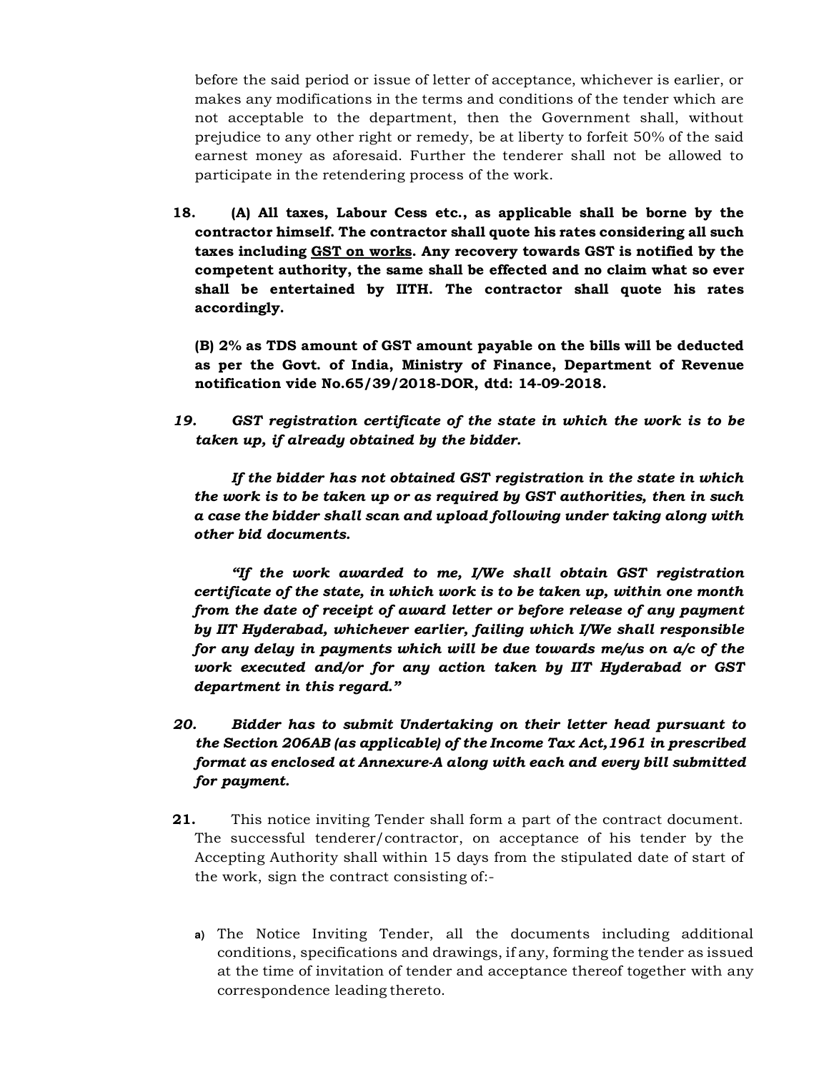before the said period or issue of letter of acceptance, whichever is earlier, or makes any modifications in the terms and conditions of the tender which are not acceptable to the department, then the Government shall, without prejudice to any other right or remedy, be at liberty to forfeit 50% of the said earnest money as aforesaid. Further the tenderer shall not be allowed to participate in the retendering process of the work.

**18. (A) All taxes, Labour Cess etc., as applicable shall be borne by the contractor himself. The contractor shall quote his rates considering all such taxes including <u>GST on works</u>. Any recovery towards GST is notified by the competent authority, the same shall be effected and no claim what so ever shall be entertained by IITH. The contractor shall quote his rates accordingly.**

**(B) 2% as TDS amount of GST amount payable on the bills will be deducted as per the Govt. of India, Ministry of Finance, Department of Revenue notification vide No.65/39/2018-DOR, dtd: 14-09-2018.**

***19. GST registration certificate of the state in which the work is to be taken up, if already obtained by the bidder.***

***If the bidder has not obtained GST registration in the state in which the work is to be taken up or as required by GST authorities, then in such a case the bidder shall scan and upload following under taking along with other bid documents.***

***"If the work awarded to me, I/We shall obtain GST registration certificate of the state, in which work is to be taken up, within one month from the date of receipt of award letter or before release of any payment by IIT Hyderabad, whichever earlier, failing which I/We shall responsible for any delay in payments which will be due towards me/us on a/c of the work executed and/or for any action taken by IIT Hyderabad or GST department in this regard."***

***20. Bidder has to submit Undertaking on their letter head pursuant to the Section 206AB (as applicable) of the Income Tax Act,1961 in prescribed format as enclosed at Annexure-A along with each and every bill submitted for payment.***

**21.** This notice inviting Tender shall form a part of the contract document. The successful tenderer/contractor, on acceptance of his tender by the Accepting Authority shall within 15 days from the stipulated date of start of the work, sign the contract consisting of:-

a) The Notice Inviting Tender, all the documents including additional conditions, specifications and drawings, if any, forming the tender as issued at the time of invitation of tender and acceptance thereof together with any correspondence leading thereto.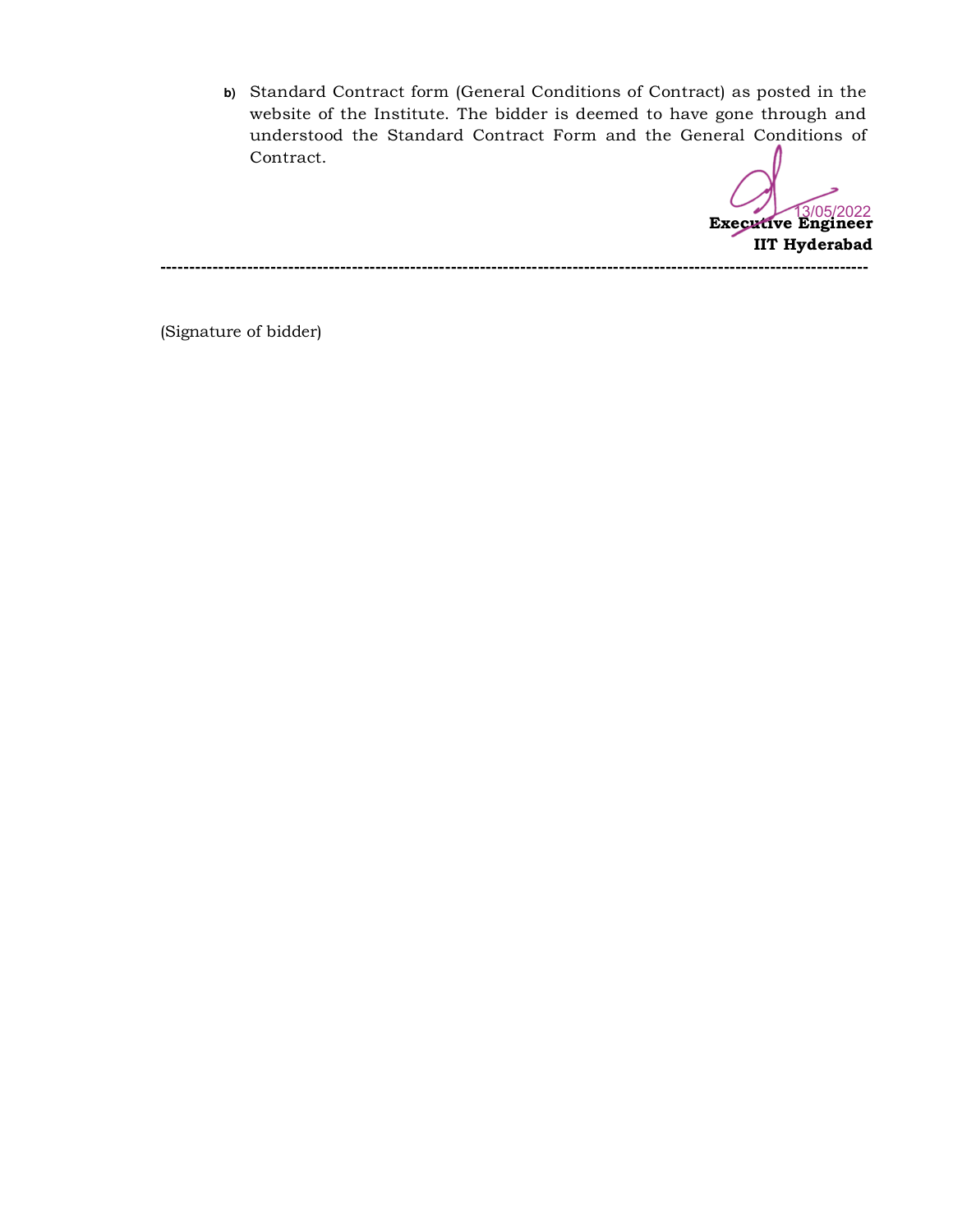b) Standard Contract form (General Conditions of Contract) as posted in the website of the Institute. The bidder is deemed to have gone through and understood the Standard Contract Form and the General Conditions of Contract.

13/05/2022

**Executive Engineer**
**IIT Hyderabad**

---

(Signature of bidder)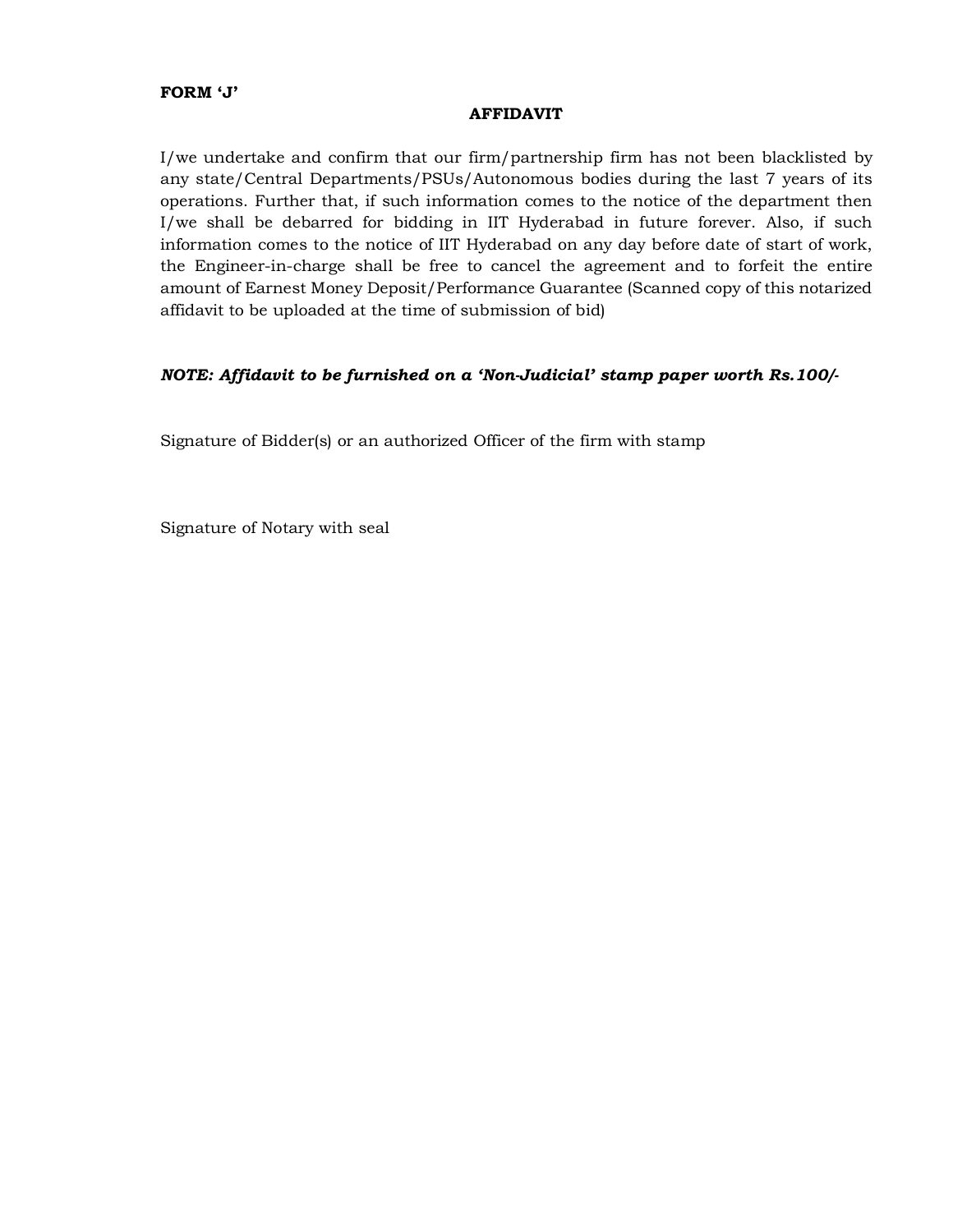**FORM 'J'**

## AFFIDAVIT

I/we undertake and confirm that our firm/partnership firm has not been blacklisted by any state/Central Departments/PSUs/Autonomous bodies during the last 7 years of its operations. Further that, if such information comes to the notice of the department then I/we shall be debarred for bidding in IIT Hyderabad in future forever. Also, if such information comes to the notice of IIT Hyderabad on any day before date of start of work, the Engineer-in-charge shall be free to cancel the agreement and to forfeit the entire amount of Earnest Money Deposit/Performance Guarantee (Scanned copy of this notarized affidavit to be uploaded at the time of submission of bid)

***NOTE: Affidavit to be furnished on a 'Non-Judicial' stamp paper worth Rs.100/-***

Signature of Bidder(s) or an authorized Officer of the firm with stamp

Signature of Notary with seal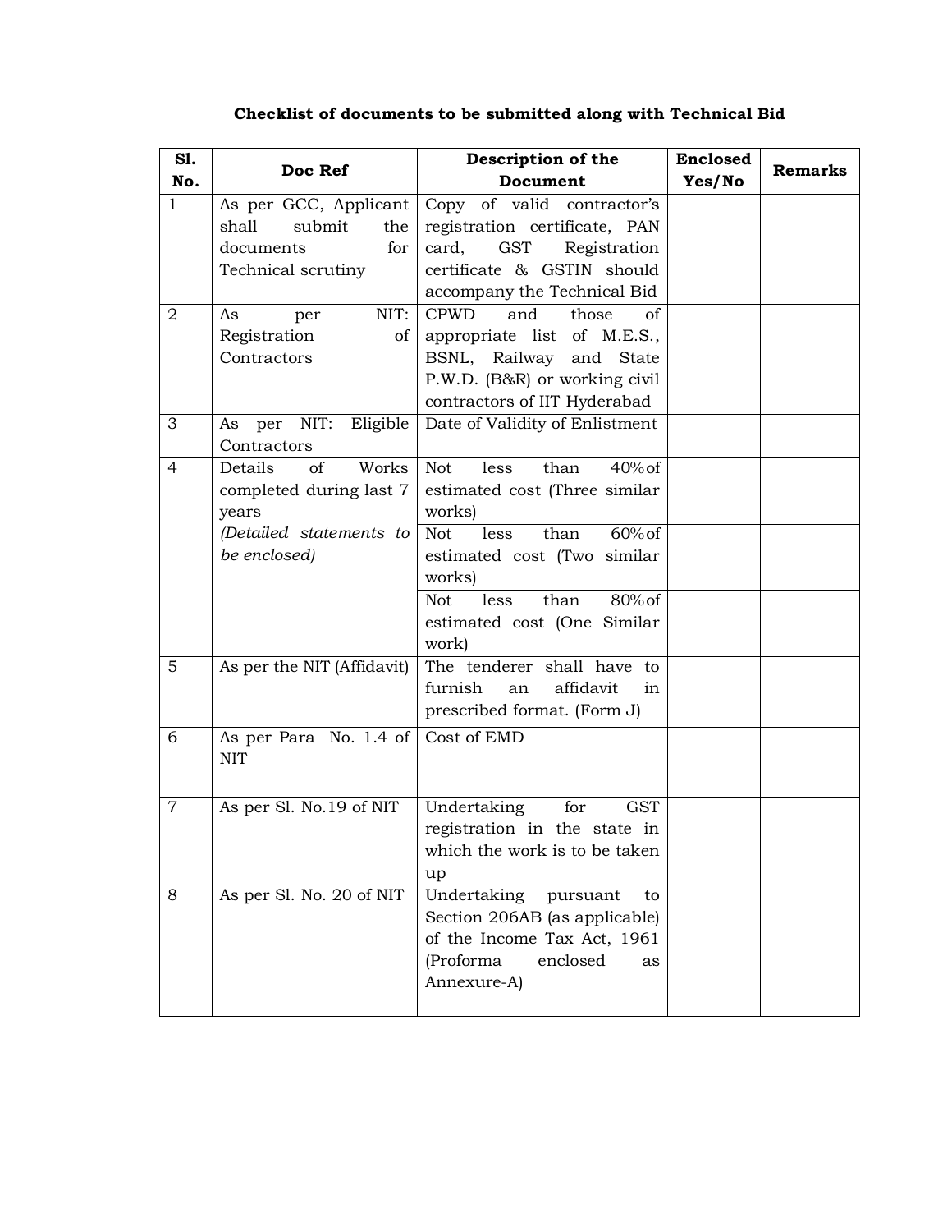**Checklist of documents to be submitted along with Technical Bid**

| Sl. No. | Doc Ref | Description of the Document | Enclosed Yes/No | Remarks |
|---|---|---|---|---|
| 1 | As per GCC, Applicant shall submit the documents for Technical scrutiny | Copy of valid contractor's registration certificate, PAN card, GST Registration certificate & GSTIN should accompany the Technical Bid | | |
| 2 | As per NIT: Registration of Contractors | CPWD and those of appropriate list of M.E.S., BSNL, Railway and State P.W.D. (B&R) or working civil contractors of IIT Hyderabad | | |
| 3 | As per NIT: Eligible Contractors | Date of Validity of Enlistment | | |
| 4 | Details of Works completed during last 7 years *(Detailed statements to be enclosed)* | Not less than 40% of estimated cost (Three similar works) | | |
| | | Not less than 60% of estimated cost (Two similar works) | | |
| | | Not less than 80% of estimated cost (One Similar work) | | |
| 5 | As per the NIT (Affidavit) | The tenderer shall have to furnish an affidavit in prescribed format. (Form J) | | |
| 6 | As per Para No. 1.4 of NIT | Cost of EMD | | |
| 7 | As per Sl. No.19 of NIT | Undertaking for GST registration in the state in which the work is to be taken up | | |
| 8 | As per Sl. No. 20 of NIT | Undertaking pursuant to Section 206AB (as applicable) of the Income Tax Act, 1961 (Proforma enclosed as Annexure-A) | | |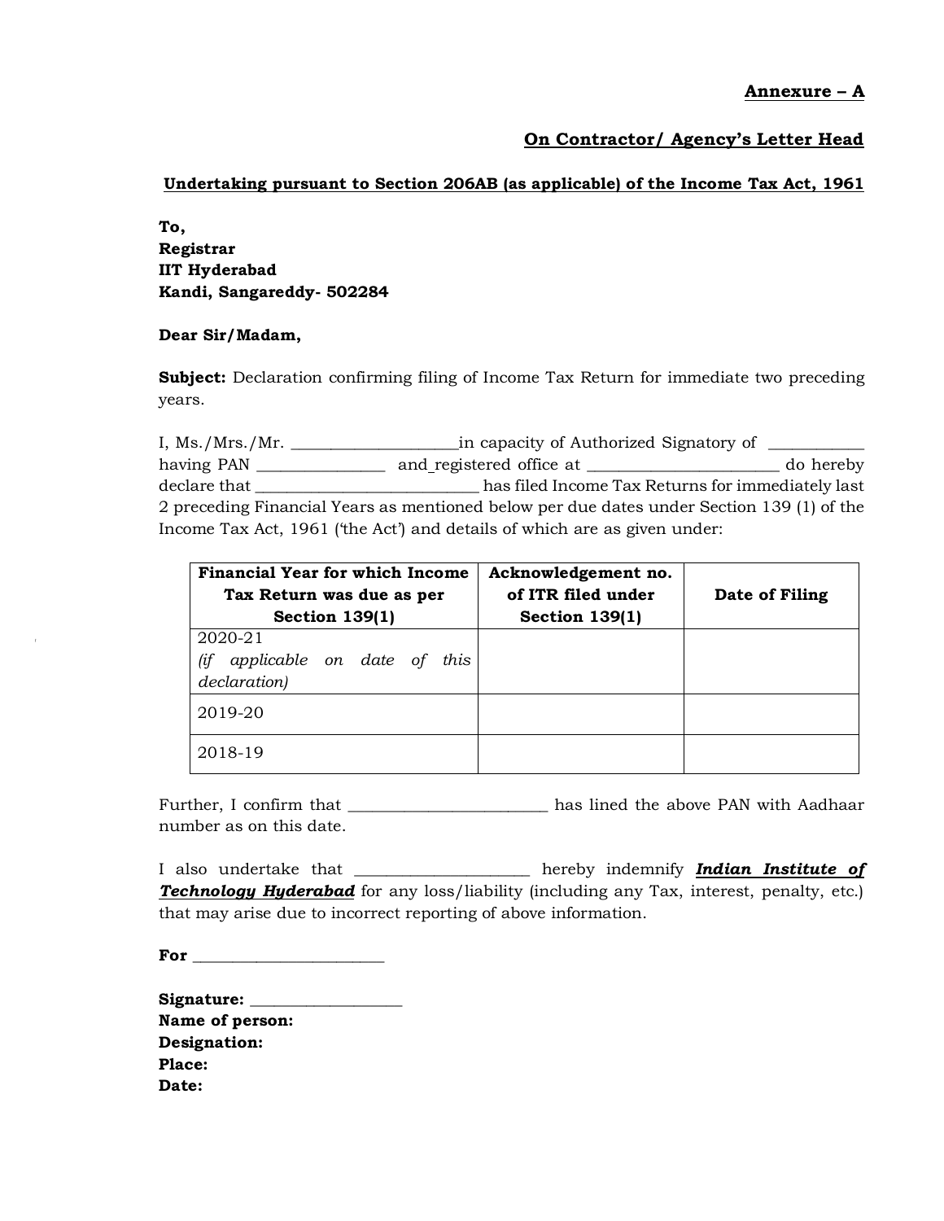**Annexure – A**

**On Contractor/ Agency's Letter Head**

**Undertaking pursuant to Section 206AB (as applicable) of the Income Tax Act, 1961**

**To,**
**Registrar**
**IIT Hyderabad**
**Kandi, Sangareddy- 502284**

**Dear Sir/Madam,**

**Subject:** Declaration confirming filing of Income Tax Return for immediate two preceding years.

I, Ms./Mrs./Mr. ____________________in capacity of Authorized Signatory of ___________ having PAN _______________ and registered office at _______________________ do hereby declare that __________________________ has filed Income Tax Returns for immediately last 2 preceding Financial Years as mentioned below per due dates under Section 139 (1) of the Income Tax Act, 1961 ('the Act') and details of which are as given under:

| Financial Year for which Income Tax Return was due as per Section 139(1) | Acknowledgement no. of ITR filed under Section 139(1) | Date of Filing |
|---|---|---|
| 2020-21 *(if applicable on date of this declaration)* | | |
| 2019-20 | | |
| 2018-19 | | |

Further, I confirm that ________________________ has lined the above PAN with Aadhaar number as on this date.

I also undertake that _____________________ hereby indemnify ***Indian Institute of Technology Hyderabad*** for any loss/liability (including any Tax, interest, penalty, etc.) that may arise due to incorrect reporting of above information.

**For** _______________________

**Signature:** __________________
**Name of person:**
**Designation:**
**Place:**
**Date:**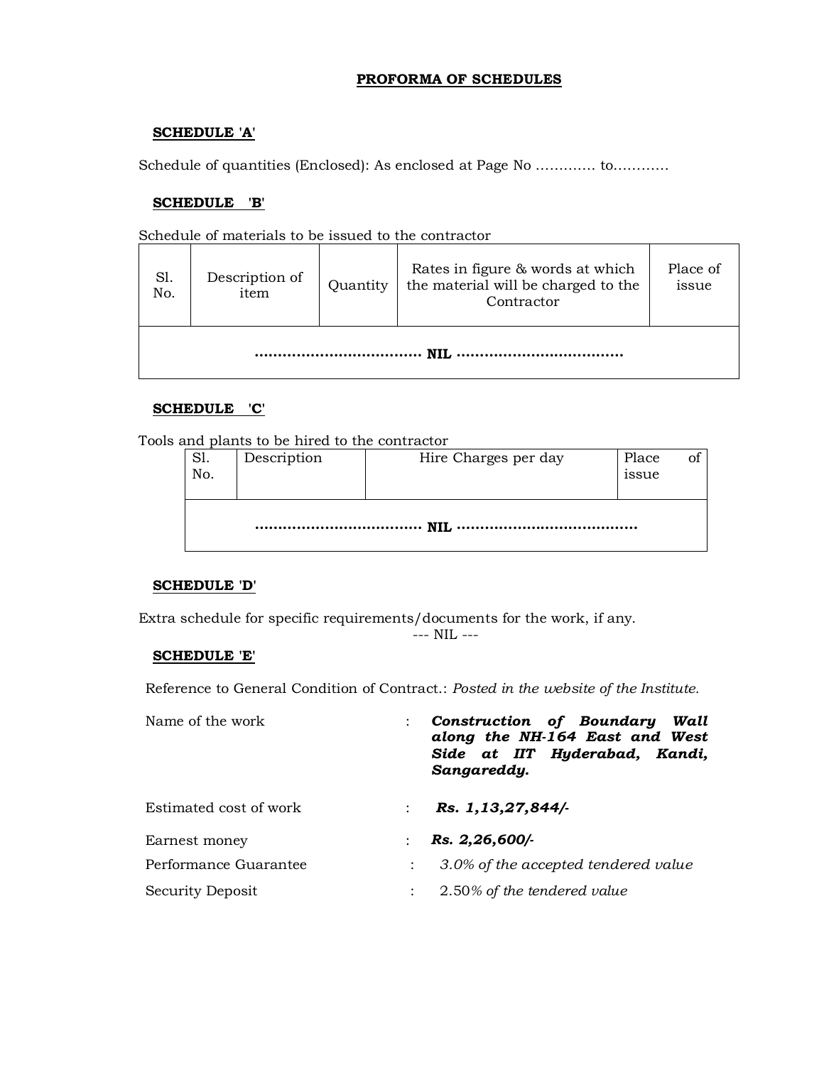## PROFORMA OF SCHEDULES

### SCHEDULE 'A'

Schedule of quantities (Enclosed): As enclosed at Page No …………. to…………

### SCHEDULE 'B'

Schedule of materials to be issued to the contractor

| Sl. No. | Description of item | Quantity | Rates in figure & words at which the material will be charged to the Contractor | Place of issue |
|---|---|---|---|---|
| ……………………………… **NIL** ……………………………… | | | | |

### SCHEDULE 'C'

Tools and plants to be hired to the contractor

| Sl. No. | Description | Hire Charges per day | Place of issue |
|---|---|---|---|
| ……………………………… **NIL** ………………………………… | | | |

### SCHEDULE 'D'

Extra schedule for specific requirements/documents for the work, if any.

--- NIL ---

### SCHEDULE 'E'

Reference to General Condition of Contract.: *Posted in the website of the Institute.*

| | | |
|---|---|---|
| Name of the work | : | ***Construction of Boundary Wall along the NH-164 East and West Side at IIT Hyderabad, Kandi, Sangareddy.*** |
| Estimated cost of work | : | ***Rs. 1,13,27,844/-*** |
| Earnest money | : | ***Rs. 2,26,600/-*** |
| Performance Guarantee | : | *3.0% of the accepted tendered value* |
| Security Deposit | : | 2.50*% of the tendered value* |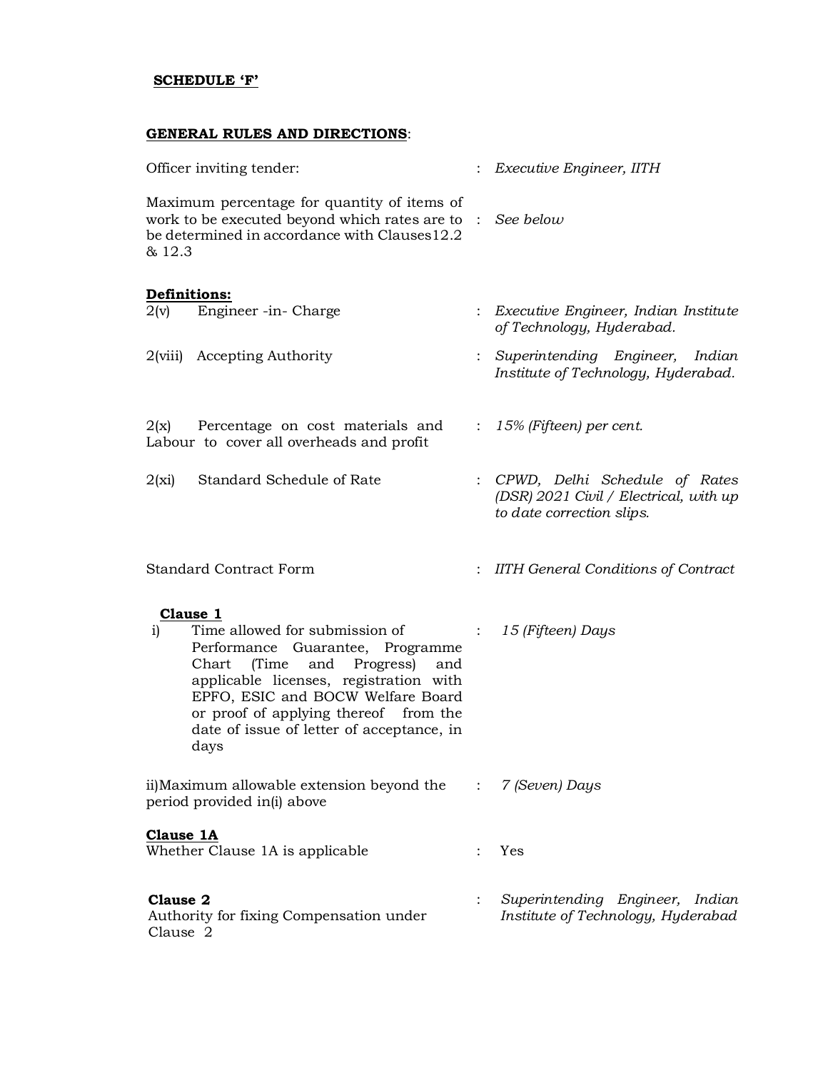**SCHEDULE 'F'**

**GENERAL RULES AND DIRECTIONS**:

Officer inviting tender: : *Executive Engineer, IITH*

Maximum percentage for quantity of items of work to be executed beyond which rates are to be determined in accordance with Clauses12.2 & 12.3 : *See below*

**Definitions:**

| | | |
|---|---|---|
| 2(v) Engineer -in- Charge | : | *Executive Engineer, Indian Institute of Technology, Hyderabad.* |
| 2(viii) Accepting Authority | : | *Superintending Engineer, Indian Institute of Technology, Hyderabad.* |
| 2(x) Percentage on cost materials and Labour to cover all overheads and profit | : | *15% (Fifteen) per cent.* |
| 2(xi) Standard Schedule of Rate | : | *CPWD, Delhi Schedule of Rates (DSR) 2021 Civil / Electrical, with up to date correction slips.* |
| Standard Contract Form | : | *IITH General Conditions of Contract* |

**Clause 1**

| | | |
|---|---|---|
| i) Time allowed for submission of Performance Guarantee, Programme Chart (Time and Progress) and applicable licenses, registration with EPFO, ESIC and BOCW Welfare Board or proof of applying thereof from the date of issue of letter of acceptance, in days | : | *15 (Fifteen) Days* |
| ii) Maximum allowable extension beyond the period provided in(i) above | : | *7 (Seven) Days* |

**Clause 1A**

Whether Clause 1A is applicable : Yes

**Clause 2**

Authority for fixing Compensation under Clause 2 : *Superintending Engineer, Indian Institute of Technology, Hyderabad*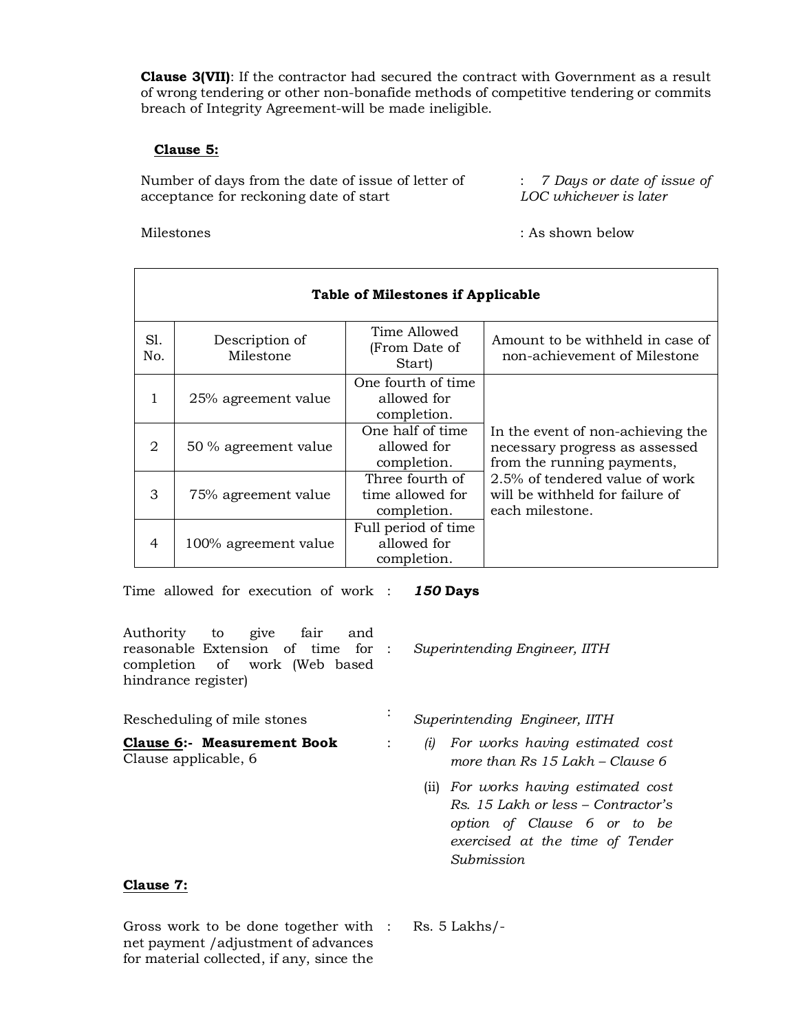**Clause 3(VII)**: If the contractor had secured the contract with Government as a result of wrong tendering or other non-bonafide methods of competitive tendering or commits breach of Integrity Agreement-will be made ineligible.

**Clause 5:**

Number of days from the date of issue of letter of acceptance for reckoning date of start : *7 Days or date of issue of LOC whichever is later*

Milestones : As shown below

| **Table of Milestones if Applicable** | | | |
|---|---|---|---|
| Sl. No. | Description of Milestone | Time Allowed (From Date of Start) | Amount to be withheld in case of non-achievement of Milestone |
| 1 | 25% agreement value | One fourth of time allowed for completion. | In the event of non-achieving the necessary progress as assessed from the running payments, 2.5% of tendered value of work will be withheld for failure of each milestone. |
| 2 | 50 % agreement value | One half of time allowed for completion. | |
| 3 | 75% agreement value | Three fourth of time allowed for completion. | |
| 4 | 100% agreement value | Full period of time allowed for completion. | |

Time allowed for execution of work : ***150* Days**

Authority to give fair and reasonable Extension of time for completion of work (Web based hindrance register) : *Superintending Engineer, IITH*

Rescheduling of mile stones : *Superintending Engineer, IITH*

**Clause 6:- Measurement Book** :
Clause applicable, 6

(i) *For works having estimated cost more than Rs 15 Lakh – Clause 6*

(ii) *For works having estimated cost Rs. 15 Lakh or less – Contractor's option of Clause 6 or to be exercised at the time of Tender Submission*

**Clause 7:**

Gross work to be done together with net payment /adjustment of advances for material collected, if any, since the : Rs. 5 Lakhs/-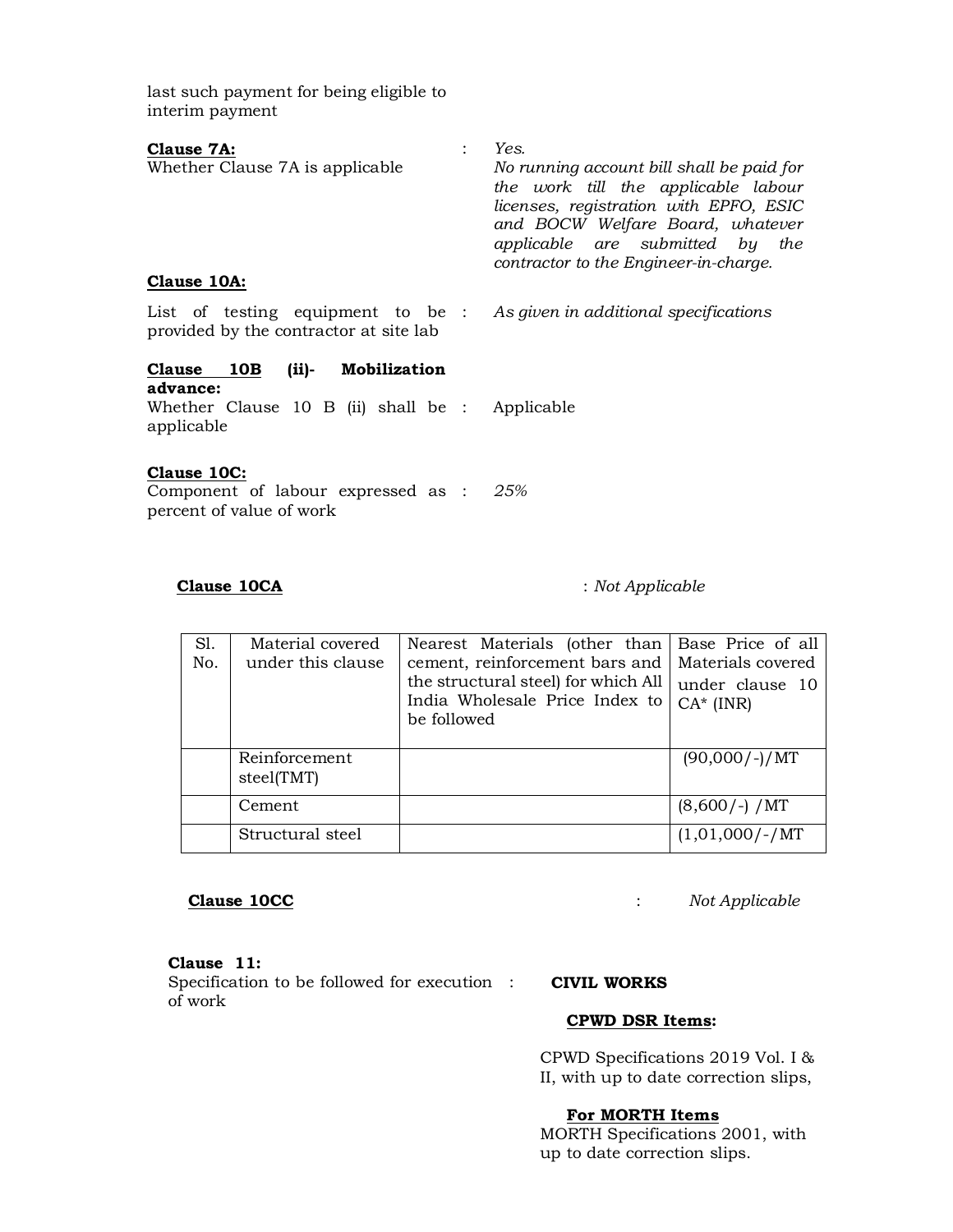last such payment for being eligible to interim payment

**Clause 7A:**
Whether Clause 7A is applicable : *Yes.*
*No running account bill shall be paid for the work till the applicable labour licenses, registration with EPFO, ESIC and BOCW Welfare Board, whatever applicable are submitted by the contractor to the Engineer-in-charge.*

**Clause 10A:**

List of testing equipment to be provided by the contractor at site lab : *As given in additional specifications*

**Clause 10B (ii)- Mobilization advance:**
Whether Clause 10 B (ii) shall be applicable : Applicable

**Clause 10C:**
Component of labour expressed as percent of value of work : *25%*

**Clause 10CA** : *Not Applicable*

| Sl. No. | Material covered under this clause | Nearest Materials (other than cement, reinforcement bars and the structural steel) for which All India Wholesale Price Index to be followed | Base Price of all Materials covered under clause 10 CA* (INR) |
|---|---|---|---|
| | Reinforcement steel(TMT) | | (90,000/-)/MT |
| | Cement | | (8,600/-) /MT |
| | Structural steel | | (1,01,000/-/MT |

**Clause 10CC** : *Not Applicable*

**Clause 11:**
Specification to be followed for execution of work :

**CIVIL WORKS**

**CPWD DSR Items:**

CPWD Specifications 2019 Vol. I & II, with up to date correction slips,

**For MORTH Items**
MORTH Specifications 2001, with up to date correction slips.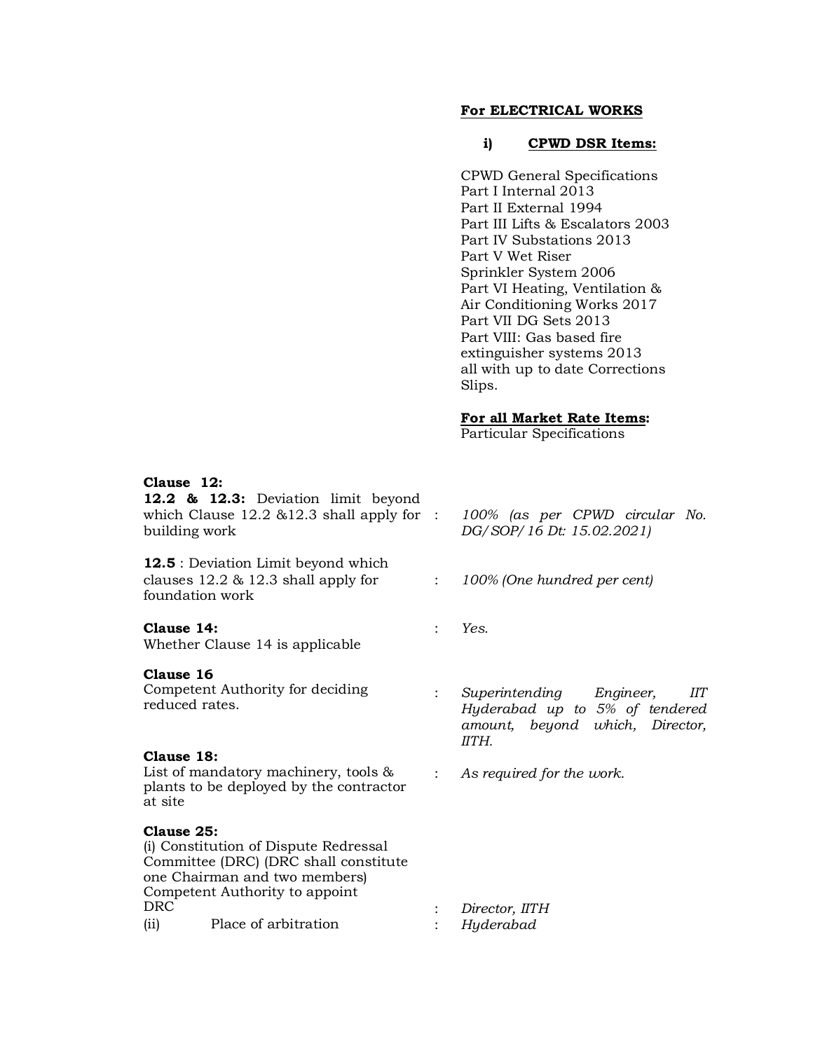**For ELECTRICAL WORKS**

**i) CPWD DSR Items:**

CPWD General Specifications
Part I Internal 2013
Part II External 1994
Part III Lifts & Escalators 2003
Part IV Substations 2013
Part V Wet Riser
Sprinkler System 2006
Part VI Heating, Ventilation & Air Conditioning Works 2017
Part VII DG Sets 2013
Part VIII: Gas based fire extinguisher systems 2013
all with up to date Corrections Slips.

**For all Market Rate Items:**
Particular Specifications

**Clause 12:**

**12.2 & 12.3:** Deviation limit beyond which Clause 12.2 &12.3 shall apply for building work : *100% (as per CPWD circular No. DG/SOP/16 Dt: 15.02.2021)*

**12.5** : Deviation Limit beyond which clauses 12.2 & 12.3 shall apply for foundation work : *100% (One hundred per cent)*

**Clause 14:**
Whether Clause 14 is applicable : *Yes.*

**Clause 16**
Competent Authority for deciding reduced rates. : *Superintending Engineer, IIT Hyderabad up to 5% of tendered amount, beyond which, Director, IITH.*

**Clause 18:**
List of mandatory machinery, tools & plants to be deployed by the contractor at site : *As required for the work.*

**Clause 25:**
(i) Constitution of Dispute Redressal Committee (DRC) (DRC shall constitute one Chairman and two members) Competent Authority to appoint DRC : *Director, IITH*
(ii) Place of arbitration : *Hyderabad*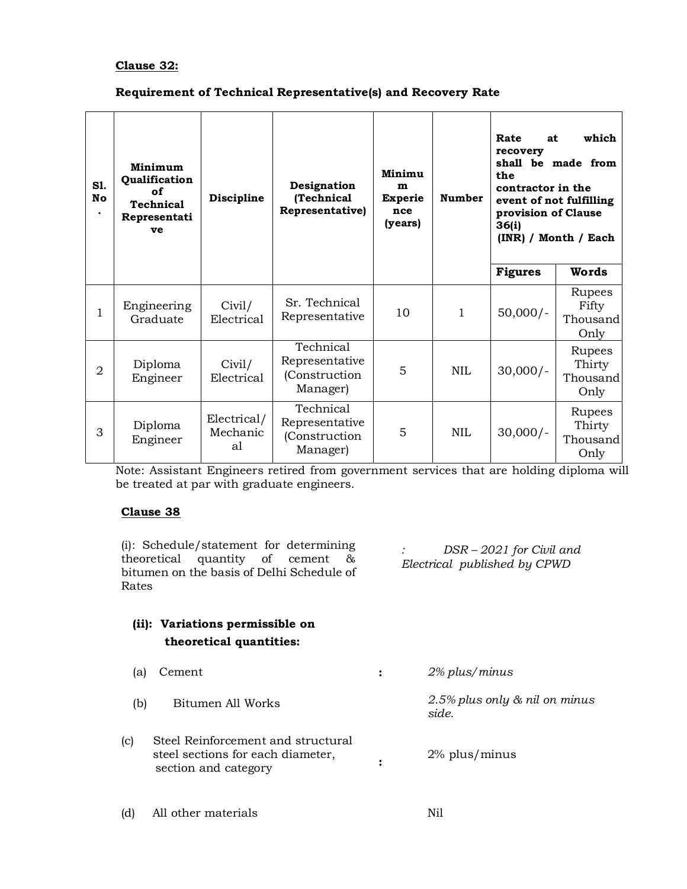**Clause 32:**

**Requirement of Technical Representative(s) and Recovery Rate**

| Sl. No. | Minimum Qualification of Technical Representative | Discipline | Designation (Technical Representative) | Minimum Experience (years) | Number | Rate at which recovery shall be made from the contractor in the event of not fulfilling provision of Clause 36(i) (INR) / Month / Each | |
|---|---|---|---|---|---|---|---|
| | | | | | | Figures | Words |
| 1 | Engineering Graduate | Civil/ Electrical | Sr. Technical Representative | 10 | 1 | 50,000/- | Rupees Fifty Thousand Only |
| 2 | Diploma Engineer | Civil/ Electrical | Technical Representative (Construction Manager) | 5 | NIL | 30,000/- | Rupees Thirty Thousand Only |
| 3 | Diploma Engineer | Electrical/ Mechanical | Technical Representative (Construction Manager) | 5 | NIL | 30,000/- | Rupees Thirty Thousand Only |

Note: Assistant Engineers retired from government services that are holding diploma will be treated at par with graduate engineers.

**Clause 38**

(i): Schedule/statement for determining theoretical quantity of cement & bitumen on the basis of Delhi Schedule of Rates : *DSR – 2021 for Civil and Electrical published by CPWD*

**(ii): Variations permissible on theoretical quantities:**

(a) Cement : *2% plus/minus*

(b) Bitumen All Works *2.5% plus only & nil on minus side.*

(c) Steel Reinforcement and structural steel sections for each diameter, section and category : 2% plus/minus

(d) All other materials Nil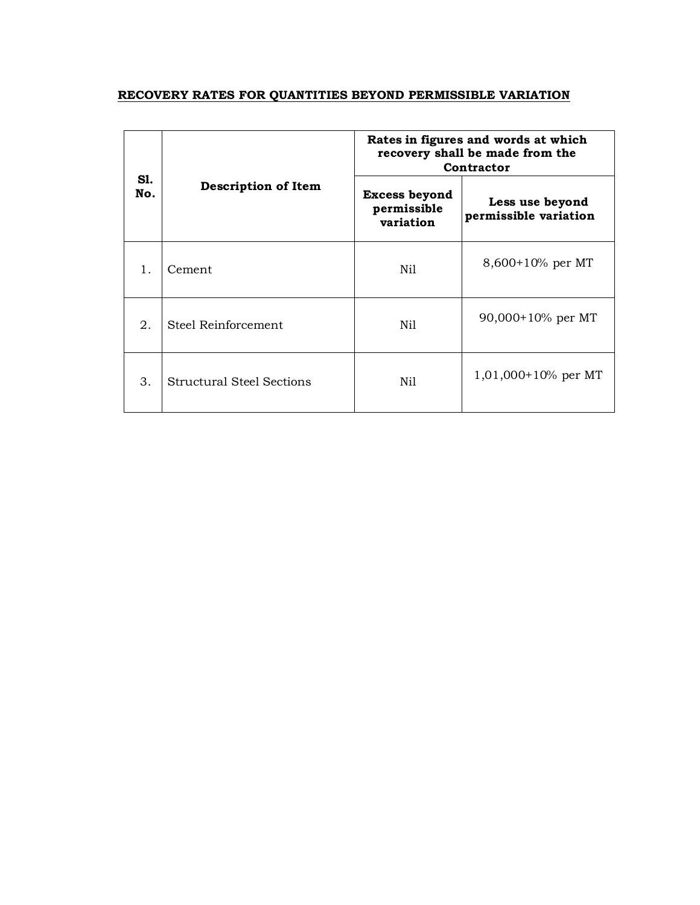## RECOVERY RATES FOR QUANTITIES BEYOND PERMISSIBLE VARIATION

| Sl. No. | Description of Item | Rates in figures and words at which recovery shall be made from the Contractor | |
|---|---|---|---|
| | | Excess beyond permissible variation | Less use beyond permissible variation |
| 1. | Cement | Nil | 8,600+10% per MT |
| 2. | Steel Reinforcement | Nil | 90,000+10% per MT |
| 3. | Structural Steel Sections | Nil | 1,01,000+10% per MT |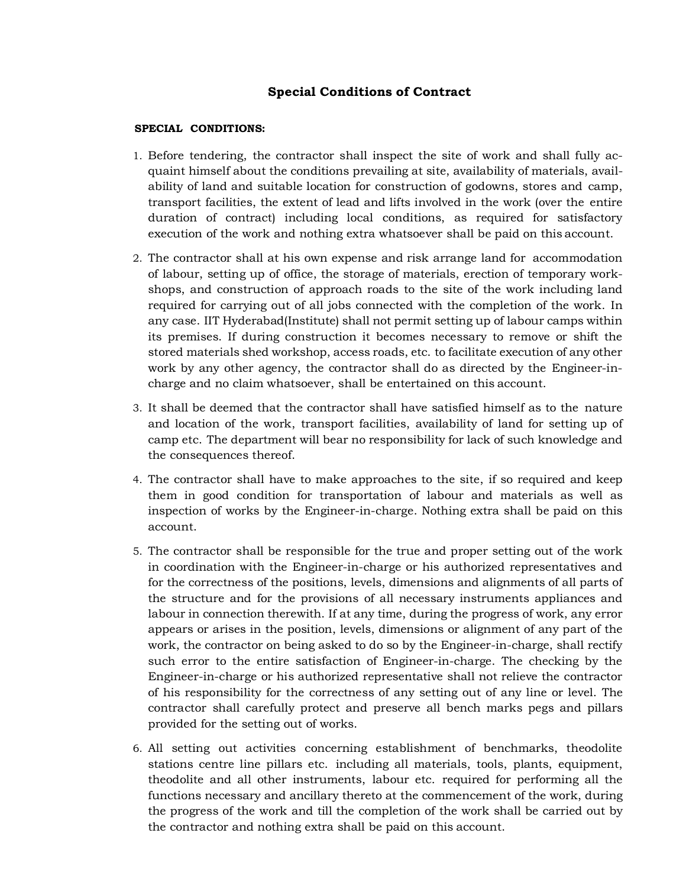# Special Conditions of Contract

**SPECIAL CONDITIONS:**

1. Before tendering, the contractor shall inspect the site of work and shall fully acquaint himself about the conditions prevailing at site, availability of materials, availability of land and suitable location for construction of godowns, stores and camp, transport facilities, the extent of lead and lifts involved in the work (over the entire duration of contract) including local conditions, as required for satisfactory execution of the work and nothing extra whatsoever shall be paid on this account.

2. The contractor shall at his own expense and risk arrange land for accommodation of labour, setting up of office, the storage of materials, erection of temporary workshops, and construction of approach roads to the site of the work including land required for carrying out of all jobs connected with the completion of the work. In any case. IIT Hyderabad(Institute) shall not permit setting up of labour camps within its premises. If during construction it becomes necessary to remove or shift the stored materials shed workshop, access roads, etc. to facilitate execution of any other work by any other agency, the contractor shall do as directed by the Engineer-in-charge and no claim whatsoever, shall be entertained on this account.

3. It shall be deemed that the contractor shall have satisfied himself as to the nature and location of the work, transport facilities, availability of land for setting up of camp etc. The department will bear no responsibility for lack of such knowledge and the consequences thereof.

4. The contractor shall have to make approaches to the site, if so required and keep them in good condition for transportation of labour and materials as well as inspection of works by the Engineer-in-charge. Nothing extra shall be paid on this account.

5. The contractor shall be responsible for the true and proper setting out of the work in coordination with the Engineer-in-charge or his authorized representatives and for the correctness of the positions, levels, dimensions and alignments of all parts of the structure and for the provisions of all necessary instruments appliances and labour in connection therewith. If at any time, during the progress of work, any error appears or arises in the position, levels, dimensions or alignment of any part of the work, the contractor on being asked to do so by the Engineer-in-charge, shall rectify such error to the entire satisfaction of Engineer-in-charge. The checking by the Engineer-in-charge or his authorized representative shall not relieve the contractor of his responsibility for the correctness of any setting out of any line or level. The contractor shall carefully protect and preserve all bench marks pegs and pillars provided for the setting out of works.

6. All setting out activities concerning establishment of benchmarks, theodolite stations centre line pillars etc. including all materials, tools, plants, equipment, theodolite and all other instruments, labour etc. required for performing all the functions necessary and ancillary thereto at the commencement of the work, during the progress of the work and till the completion of the work shall be carried out by the contractor and nothing extra shall be paid on this account.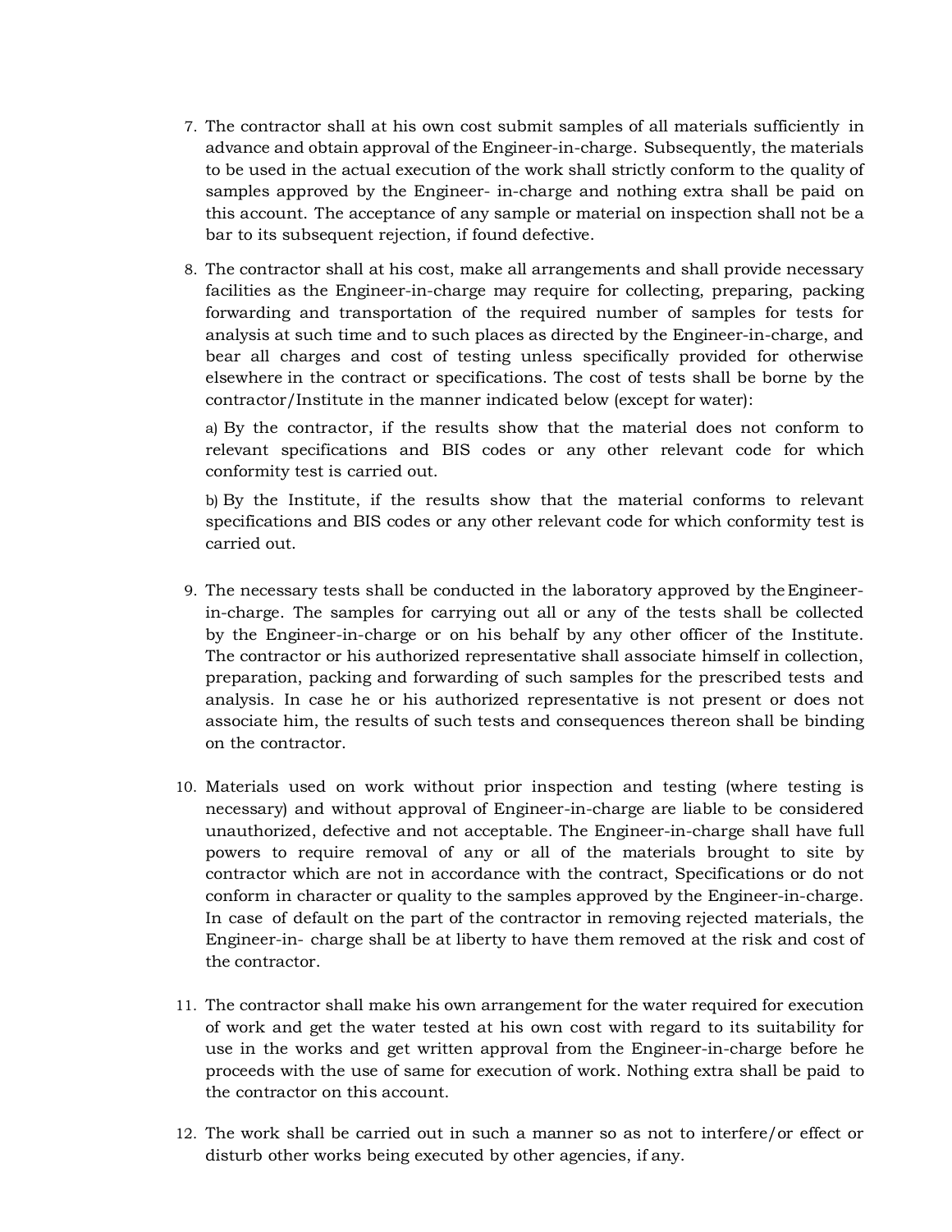7. The contractor shall at his own cost submit samples of all materials sufficiently in advance and obtain approval of the Engineer-in-charge. Subsequently, the materials to be used in the actual execution of the work shall strictly conform to the quality of samples approved by the Engineer- in-charge and nothing extra shall be paid on this account. The acceptance of any sample or material on inspection shall not be a bar to its subsequent rejection, if found defective.

8. The contractor shall at his cost, make all arrangements and shall provide necessary facilities as the Engineer-in-charge may require for collecting, preparing, packing forwarding and transportation of the required number of samples for tests for analysis at such time and to such places as directed by the Engineer-in-charge, and bear all charges and cost of testing unless specifically provided for otherwise elsewhere in the contract or specifications. The cost of tests shall be borne by the contractor/Institute in the manner indicated below (except for water):

   a) By the contractor, if the results show that the material does not conform to relevant specifications and BIS codes or any other relevant code for which conformity test is carried out.

   b) By the Institute, if the results show that the material conforms to relevant specifications and BIS codes or any other relevant code for which conformity test is carried out.

9. The necessary tests shall be conducted in the laboratory approved by the Engineer-in-charge. The samples for carrying out all or any of the tests shall be collected by the Engineer-in-charge or on his behalf by any other officer of the Institute. The contractor or his authorized representative shall associate himself in collection, preparation, packing and forwarding of such samples for the prescribed tests and analysis. In case he or his authorized representative is not present or does not associate him, the results of such tests and consequences thereon shall be binding on the contractor.

10. Materials used on work without prior inspection and testing (where testing is necessary) and without approval of Engineer-in-charge are liable to be considered unauthorized, defective and not acceptable. The Engineer-in-charge shall have full powers to require removal of any or all of the materials brought to site by contractor which are not in accordance with the contract, Specifications or do not conform in character or quality to the samples approved by the Engineer-in-charge. In case of default on the part of the contractor in removing rejected materials, the Engineer-in- charge shall be at liberty to have them removed at the risk and cost of the contractor.

11. The contractor shall make his own arrangement for the water required for execution of work and get the water tested at his own cost with regard to its suitability for use in the works and get written approval from the Engineer-in-charge before he proceeds with the use of same for execution of work. Nothing extra shall be paid to the contractor on this account.

12. The work shall be carried out in such a manner so as not to interfere/or effect or disturb other works being executed by other agencies, if any.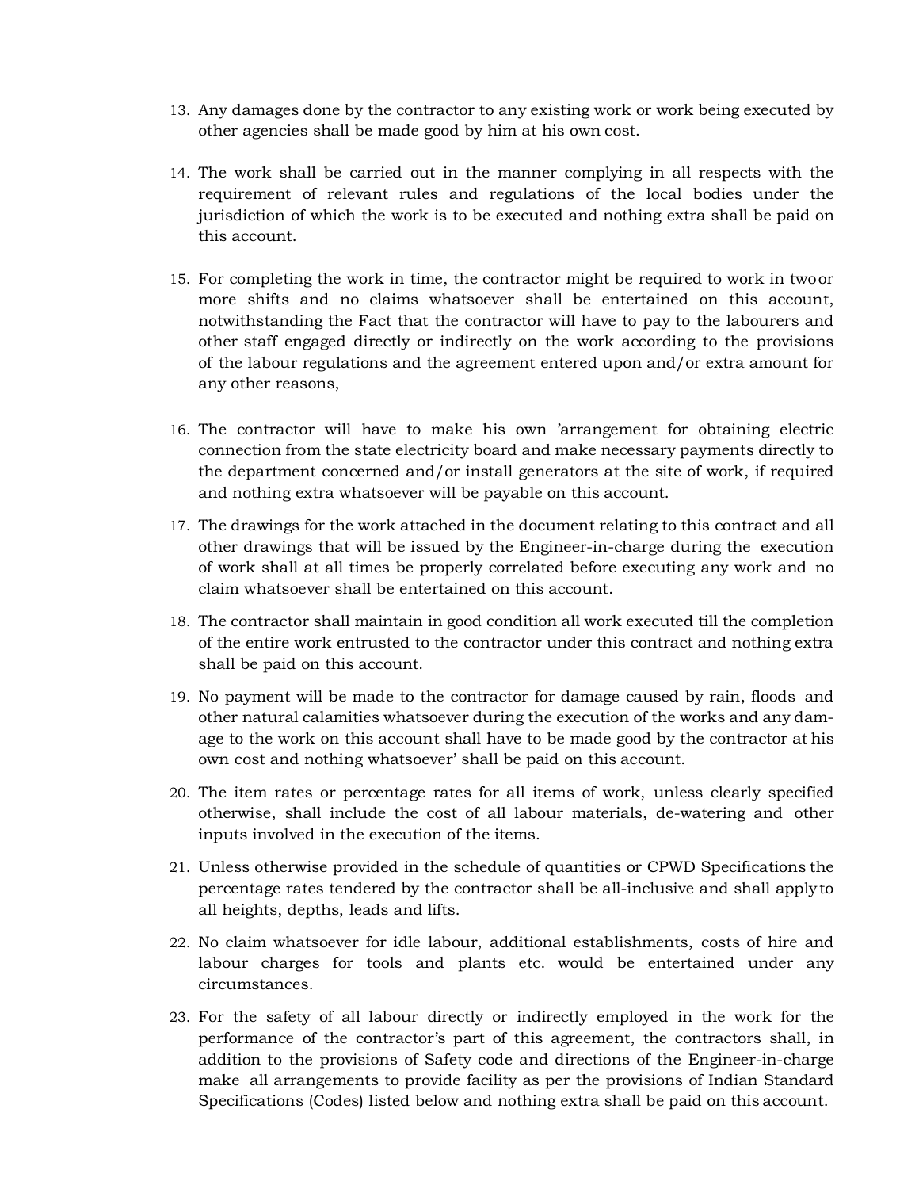13. Any damages done by the contractor to any existing work or work being executed by other agencies shall be made good by him at his own cost.

14. The work shall be carried out in the manner complying in all respects with the requirement of relevant rules and regulations of the local bodies under the jurisdiction of which the work is to be executed and nothing extra shall be paid on this account.

15. For completing the work in time, the contractor might be required to work in two or more shifts and no claims whatsoever shall be entertained on this account, notwithstanding the Fact that the contractor will have to pay to the labourers and other staff engaged directly or indirectly on the work according to the provisions of the labour regulations and the agreement entered upon and/or extra amount for any other reasons,

16. The contractor will have to make his own 'arrangement for obtaining electric connection from the state electricity board and make necessary payments directly to the department concerned and/or install generators at the site of work, if required and nothing extra whatsoever will be payable on this account.

17. The drawings for the work attached in the document relating to this contract and all other drawings that will be issued by the Engineer-in-charge during the execution of work shall at all times be properly correlated before executing any work and no claim whatsoever shall be entertained on this account.

18. The contractor shall maintain in good condition all work executed till the completion of the entire work entrusted to the contractor under this contract and nothing extra shall be paid on this account.

19. No payment will be made to the contractor for damage caused by rain, floods and other natural calamities whatsoever during the execution of the works and any damage to the work on this account shall have to be made good by the contractor at his own cost and nothing whatsoever' shall be paid on this account.

20. The item rates or percentage rates for all items of work, unless clearly specified otherwise, shall include the cost of all labour materials, de-watering and other inputs involved in the execution of the items.

21. Unless otherwise provided in the schedule of quantities or CPWD Specifications the percentage rates tendered by the contractor shall be all-inclusive and shall apply to all heights, depths, leads and lifts.

22. No claim whatsoever for idle labour, additional establishments, costs of hire and labour charges for tools and plants etc. would be entertained under any circumstances.

23. For the safety of all labour directly or indirectly employed in the work for the performance of the contractor's part of this agreement, the contractors shall, in addition to the provisions of Safety code and directions of the Engineer-in-charge make all arrangements to provide facility as per the provisions of Indian Standard Specifications (Codes) listed below and nothing extra shall be paid on this account.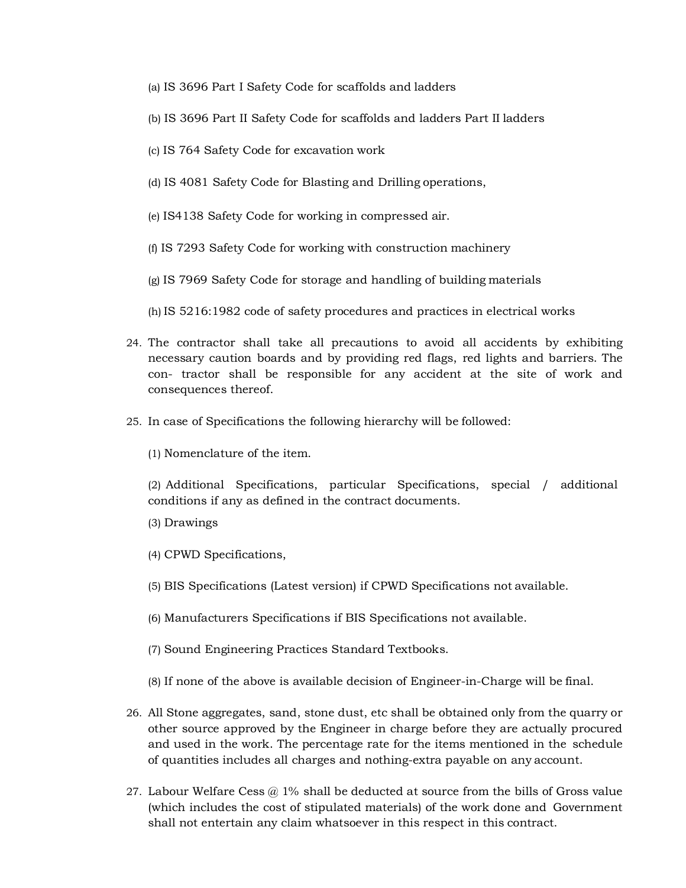(a) IS 3696 Part I Safety Code for scaffolds and ladders

(b) IS 3696 Part II Safety Code for scaffolds and ladders Part II ladders

(c) IS 764 Safety Code for excavation work

(d) IS 4081 Safety Code for Blasting and Drilling operations,

(e) IS4138 Safety Code for working in compressed air.

(f) IS 7293 Safety Code for working with construction machinery

(g) IS 7969 Safety Code for storage and handling of building materials

(h) IS 5216:1982 code of safety procedures and practices in electrical works

24. The contractor shall take all precautions to avoid all accidents by exhibiting necessary caution boards and by providing red flags, red lights and barriers. The con- tractor shall be responsible for any accident at the site of work and consequences thereof.

25. In case of Specifications the following hierarchy will be followed:

    (1) Nomenclature of the item.

    (2) Additional Specifications, particular Specifications, special / additional conditions if any as defined in the contract documents.

    (3) Drawings

    (4) CPWD Specifications,

    (5) BIS Specifications (Latest version) if CPWD Specifications not available.

    (6) Manufacturers Specifications if BIS Specifications not available.

    (7) Sound Engineering Practices Standard Textbooks.

    (8) If none of the above is available decision of Engineer-in-Charge will be final.

26. All Stone aggregates, sand, stone dust, etc shall be obtained only from the quarry or other source approved by the Engineer in charge before they are actually procured and used in the work. The percentage rate for the items mentioned in the schedule of quantities includes all charges and nothing-extra payable on any account.

27. Labour Welfare Cess @ 1% shall be deducted at source from the bills of Gross value (which includes the cost of stipulated materials) of the work done and Government shall not entertain any claim whatsoever in this respect in this contract.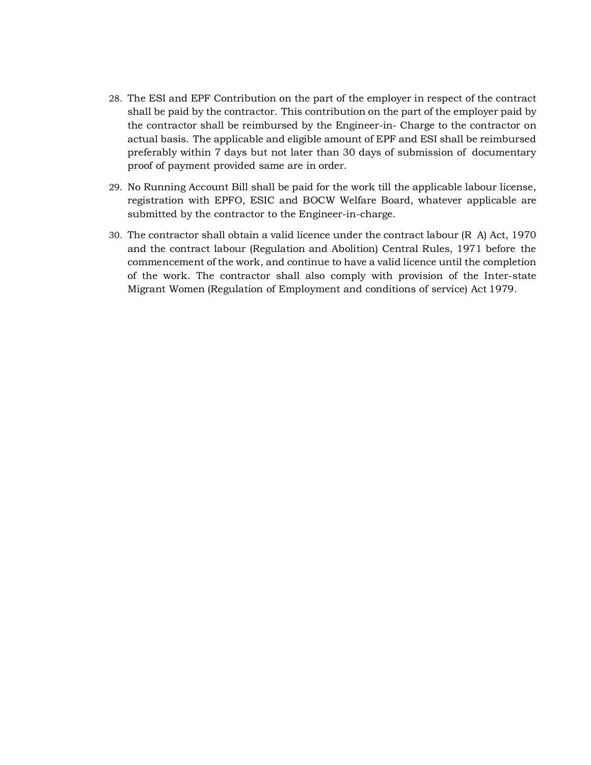28. The ESI and EPF Contribution on the part of the employer in respect of the contract shall be paid by the contractor. This contribution on the part of the employer paid by the contractor shall be reimbursed by the Engineer-in- Charge to the contractor on actual basis. The applicable and eligible amount of EPF and ESI shall be reimbursed preferably within 7 days but not later than 30 days of submission of documentary proof of payment provided same are in order.

29. No Running Account Bill shall be paid for the work till the applicable labour license, registration with EPFO, ESIC and BOCW Welfare Board, whatever applicable are submitted by the contractor to the Engineer-in-charge.

30. The contractor shall obtain a valid licence under the contract labour (R A) Act, 1970 and the contract labour (Regulation and Abolition) Central Rules, 1971 before the commencement of the work, and continue to have a valid licence until the completion of the work. The contractor shall also comply with provision of the Inter-state Migrant Women (Regulation of Employment and conditions of service) Act 1979.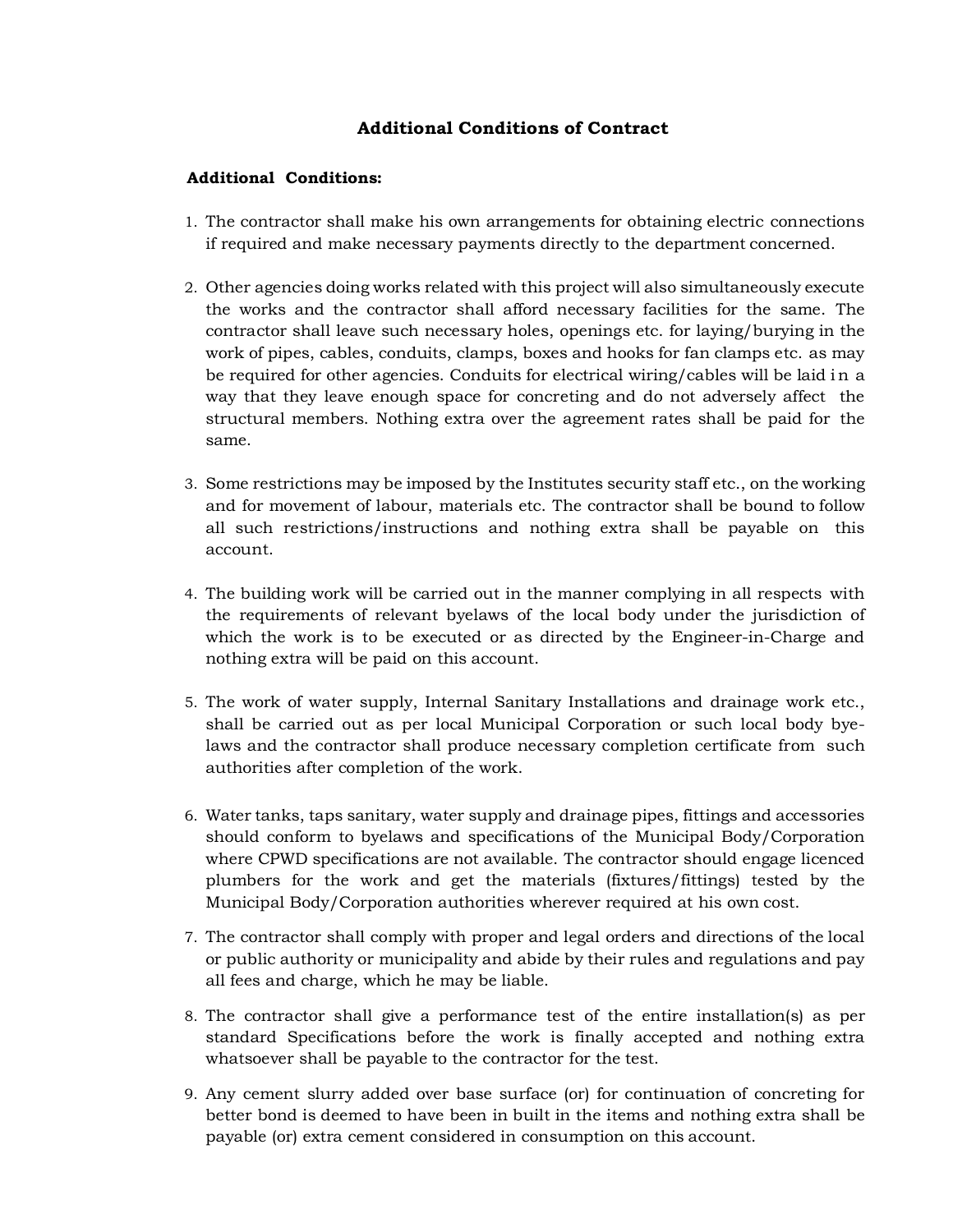## Additional Conditions of Contract

**Additional Conditions:**

1. The contractor shall make his own arrangements for obtaining electric connections if required and make necessary payments directly to the department concerned.

2. Other agencies doing works related with this project will also simultaneously execute the works and the contractor shall afford necessary facilities for the same. The contractor shall leave such necessary holes, openings etc. for laying/burying in the work of pipes, cables, conduits, clamps, boxes and hooks for fan clamps etc. as may be required for other agencies. Conduits for electrical wiring/cables will be laid in a way that they leave enough space for concreting and do not adversely affect the structural members. Nothing extra over the agreement rates shall be paid for the same.

3. Some restrictions may be imposed by the Institutes security staff etc., on the working and for movement of labour, materials etc. The contractor shall be bound to follow all such restrictions/instructions and nothing extra shall be payable on this account.

4. The building work will be carried out in the manner complying in all respects with the requirements of relevant byelaws of the local body under the jurisdiction of which the work is to be executed or as directed by the Engineer-in-Charge and nothing extra will be paid on this account.

5. The work of water supply, Internal Sanitary Installations and drainage work etc., shall be carried out as per local Municipal Corporation or such local body bye-laws and the contractor shall produce necessary completion certificate from such authorities after completion of the work.

6. Water tanks, taps sanitary, water supply and drainage pipes, fittings and accessories should conform to byelaws and specifications of the Municipal Body/Corporation where CPWD specifications are not available. The contractor should engage licenced plumbers for the work and get the materials (fixtures/fittings) tested by the Municipal Body/Corporation authorities wherever required at his own cost.

7. The contractor shall comply with proper and legal orders and directions of the local or public authority or municipality and abide by their rules and regulations and pay all fees and charge, which he may be liable.

8. The contractor shall give a performance test of the entire installation(s) as per standard Specifications before the work is finally accepted and nothing extra whatsoever shall be payable to the contractor for the test.

9. Any cement slurry added over base surface (or) for continuation of concreting for better bond is deemed to have been in built in the items and nothing extra shall be payable (or) extra cement considered in consumption on this account.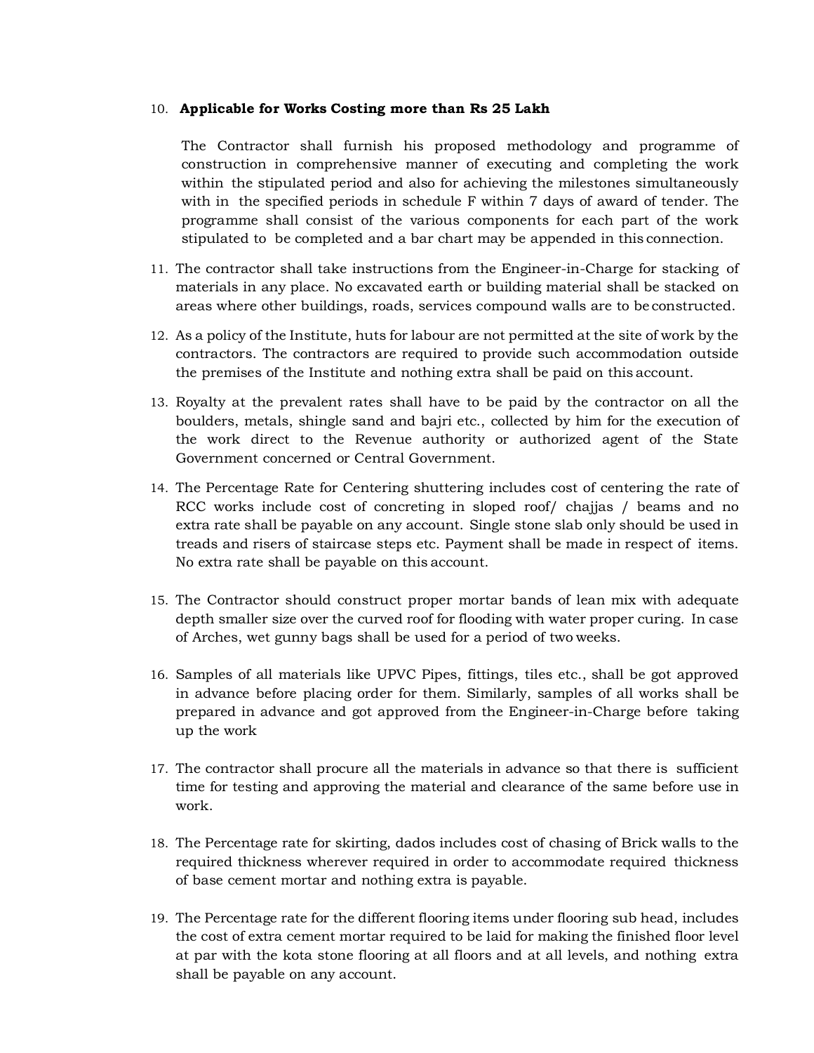10. **Applicable for Works Costing more than Rs 25 Lakh**

    The Contractor shall furnish his proposed methodology and programme of construction in comprehensive manner of executing and completing the work within the stipulated period and also for achieving the milestones simultaneously with in the specified periods in schedule F within 7 days of award of tender. The programme shall consist of the various components for each part of the work stipulated to be completed and a bar chart may be appended in this connection.

11. The contractor shall take instructions from the Engineer-in-Charge for stacking of materials in any place. No excavated earth or building material shall be stacked on areas where other buildings, roads, services compound walls are to be constructed.

12. As a policy of the Institute, huts for labour are not permitted at the site of work by the contractors. The contractors are required to provide such accommodation outside the premises of the Institute and nothing extra shall be paid on this account.

13. Royalty at the prevalent rates shall have to be paid by the contractor on all the boulders, metals, shingle sand and bajri etc., collected by him for the execution of the work direct to the Revenue authority or authorized agent of the State Government concerned or Central Government.

14. The Percentage Rate for Centering shuttering includes cost of centering the rate of RCC works include cost of concreting in sloped roof/ chajjas / beams and no extra rate shall be payable on any account. Single stone slab only should be used in treads and risers of staircase steps etc. Payment shall be made in respect of items. No extra rate shall be payable on this account.

15. The Contractor should construct proper mortar bands of lean mix with adequate depth smaller size over the curved roof for flooding with water proper curing. In case of Arches, wet gunny bags shall be used for a period of two weeks.

16. Samples of all materials like UPVC Pipes, fittings, tiles etc., shall be got approved in advance before placing order for them. Similarly, samples of all works shall be prepared in advance and got approved from the Engineer-in-Charge before taking up the work

17. The contractor shall procure all the materials in advance so that there is sufficient time for testing and approving the material and clearance of the same before use in work.

18. The Percentage rate for skirting, dados includes cost of chasing of Brick walls to the required thickness wherever required in order to accommodate required thickness of base cement mortar and nothing extra is payable.

19. The Percentage rate for the different flooring items under flooring sub head, includes the cost of extra cement mortar required to be laid for making the finished floor level at par with the kota stone flooring at all floors and at all levels, and nothing extra shall be payable on any account.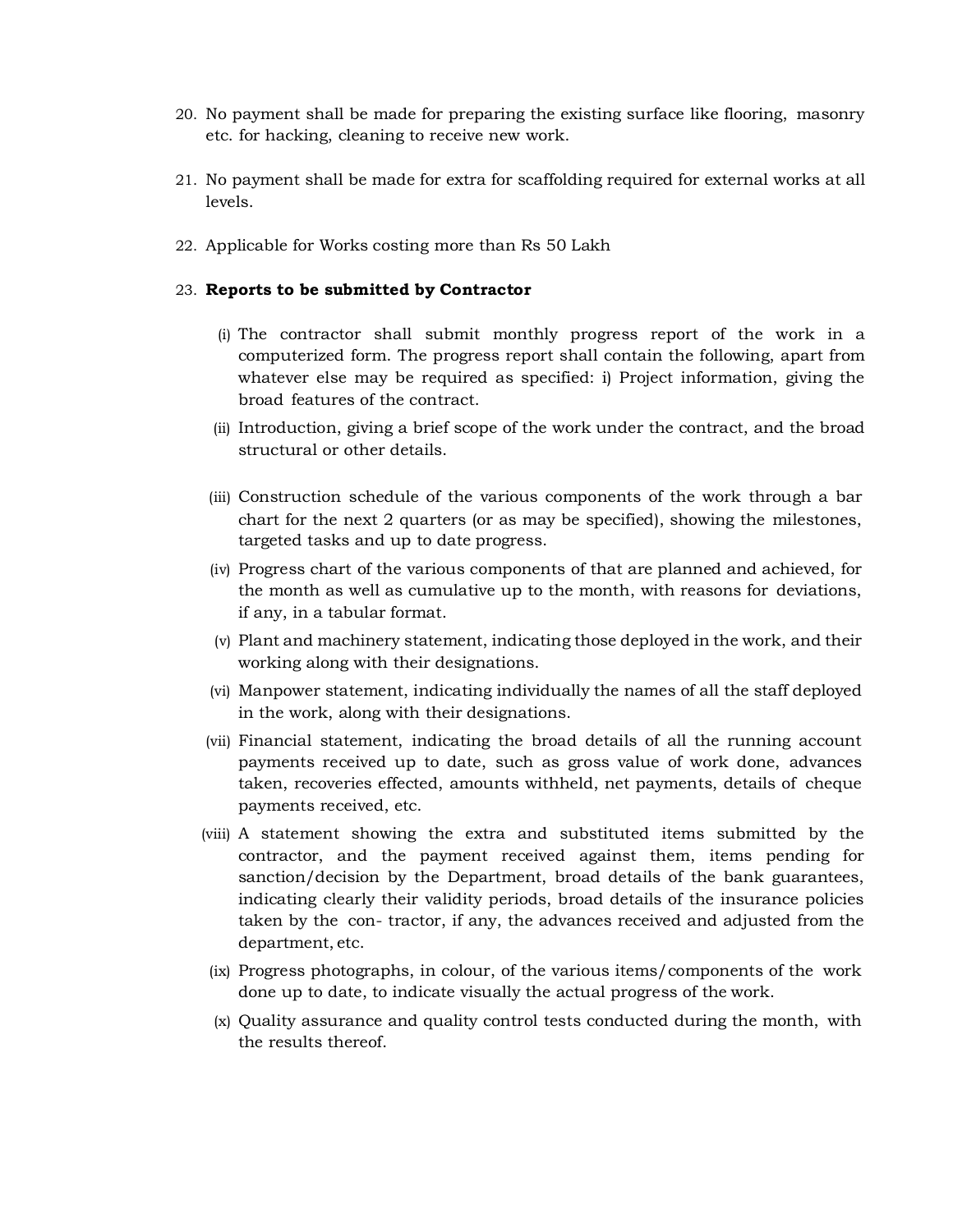20. No payment shall be made for preparing the existing surface like flooring, masonry etc. for hacking, cleaning to receive new work.

21. No payment shall be made for extra for scaffolding required for external works at all levels.

22. Applicable for Works costing more than Rs 50 Lakh

23. **Reports to be submitted by Contractor**

    (i) The contractor shall submit monthly progress report of the work in a computerized form. The progress report shall contain the following, apart from whatever else may be required as specified: i) Project information, giving the broad features of the contract.

    (ii) Introduction, giving a brief scope of the work under the contract, and the broad structural or other details.

    (iii) Construction schedule of the various components of the work through a bar chart for the next 2 quarters (or as may be specified), showing the milestones, targeted tasks and up to date progress.

    (iv) Progress chart of the various components of that are planned and achieved, for the month as well as cumulative up to the month, with reasons for deviations, if any, in a tabular format.

    (v) Plant and machinery statement, indicating those deployed in the work, and their working along with their designations.

    (vi) Manpower statement, indicating individually the names of all the staff deployed in the work, along with their designations.

    (vii) Financial statement, indicating the broad details of all the running account payments received up to date, such as gross value of work done, advances taken, recoveries effected, amounts withheld, net payments, details of cheque payments received, etc.

    (viii) A statement showing the extra and substituted items submitted by the contractor, and the payment received against them, items pending for sanction/decision by the Department, broad details of the bank guarantees, indicating clearly their validity periods, broad details of the insurance policies taken by the con- tractor, if any, the advances received and adjusted from the department, etc.

    (ix) Progress photographs, in colour, of the various items/components of the work done up to date, to indicate visually the actual progress of the work.

    (x) Quality assurance and quality control tests conducted during the month, with the results thereof.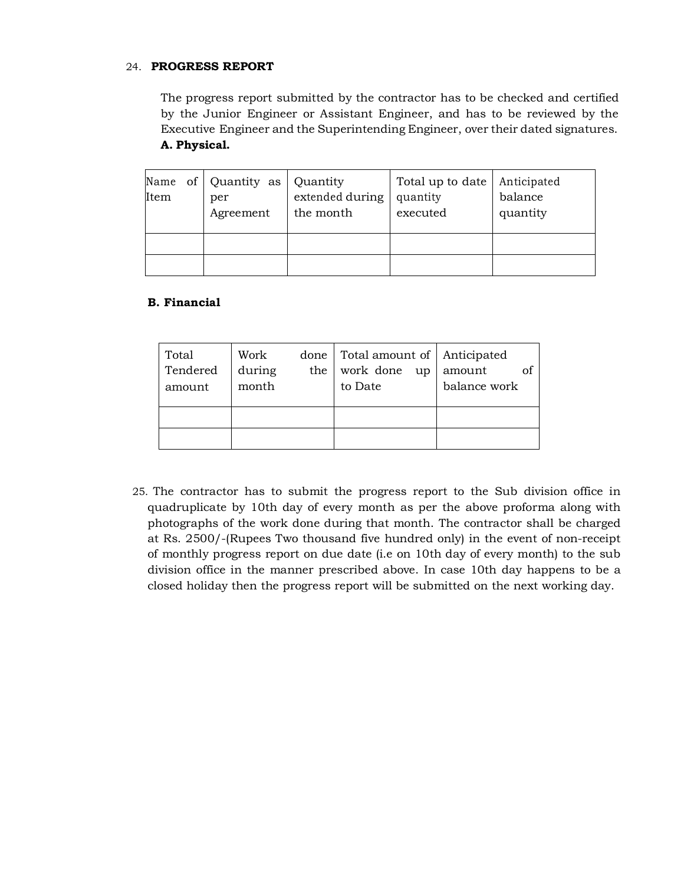24. **PROGRESS REPORT**

The progress report submitted by the contractor has to be checked and certified by the Junior Engineer or Assistant Engineer, and has to be reviewed by the Executive Engineer and the Superintending Engineer, over their dated signatures.

**A. Physical.**

| Name of Item | Quantity as per Agreement | Quantity extended during the month | Total up to date quantity executed | Anticipated balance quantity |
|---|---|---|---|---|
| | | | | |
| | | | | |

**B. Financial**

| Total Tendered amount | Work done during the month | Total amount of work done up to Date | Anticipated amount of balance work |
|---|---|---|---|
| | | | |
| | | | |

25. The contractor has to submit the progress report to the Sub division office in quadruplicate by 10th day of every month as per the above proforma along with photographs of the work done during that month. The contractor shall be charged at Rs. 2500/-(Rupees Two thousand five hundred only) in the event of non-receipt of monthly progress report on due date (i.e on 10th day of every month) to the sub division office in the manner prescribed above. In case 10th day happens to be a closed holiday then the progress report will be submitted on the next working day.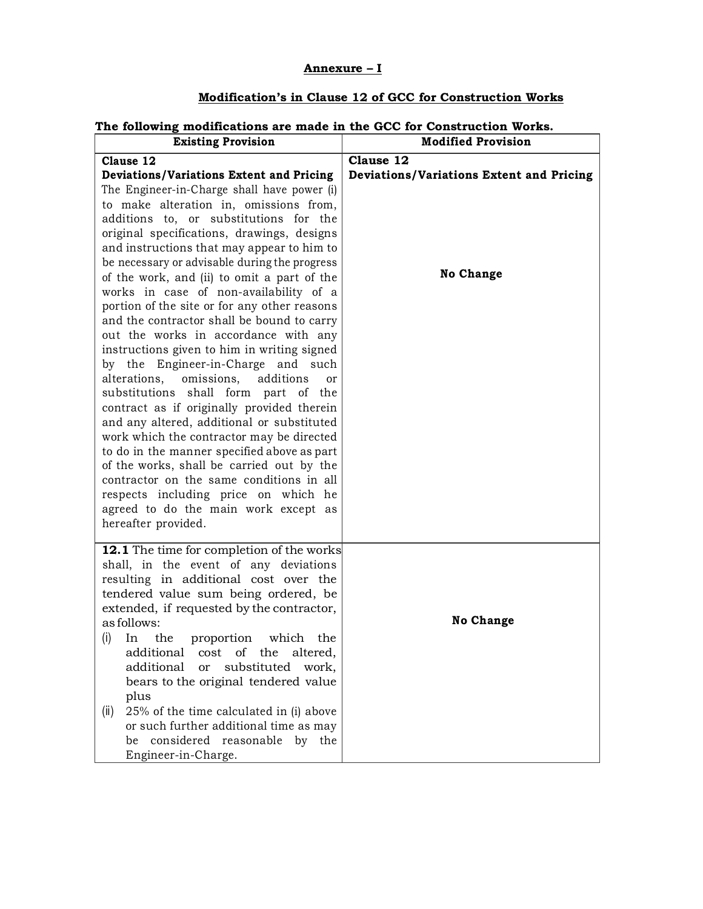# Annexure – I

## Modification's in Clause 12 of GCC for Construction Works

**The following modifications are made in the GCC for Construction Works.**

| Existing Provision | Modified Provision |
|---|---|
| **Clause 12**<br>**Deviations/Variations Extent and Pricing**<br>The Engineer-in-Charge shall have power (i) to make alteration in, omissions from, additions to, or substitutions for the original specifications, drawings, designs and instructions that may appear to him to be necessary or advisable during the progress of the work, and (ii) to omit a part of the works in case of non-availability of a portion of the site or for any other reasons and the contractor shall be bound to carry out the works in accordance with any instructions given to him in writing signed by the Engineer-in-Charge and such alterations, omissions, additions or substitutions shall form part of the contract as if originally provided therein and any altered, additional or substituted work which the contractor may be directed to do in the manner specified above as part of the works, shall be carried out by the contractor on the same conditions in all respects including price on which he agreed to do the main work except as hereafter provided. | **Clause 12**<br>**Deviations/Variations Extent and Pricing**<br><br>**No Change** |
| **12.1** The time for completion of the works shall, in the event of any deviations resulting in additional cost over the tendered value sum being ordered, be extended, if requested by the contractor, as follows:<br>(i) In the proportion which the additional cost of the altered, additional or substituted work, bears to the original tendered value plus<br>(ii) 25% of the time calculated in (i) above or such further additional time as may be considered reasonable by the Engineer-in-Charge. | **No Change** |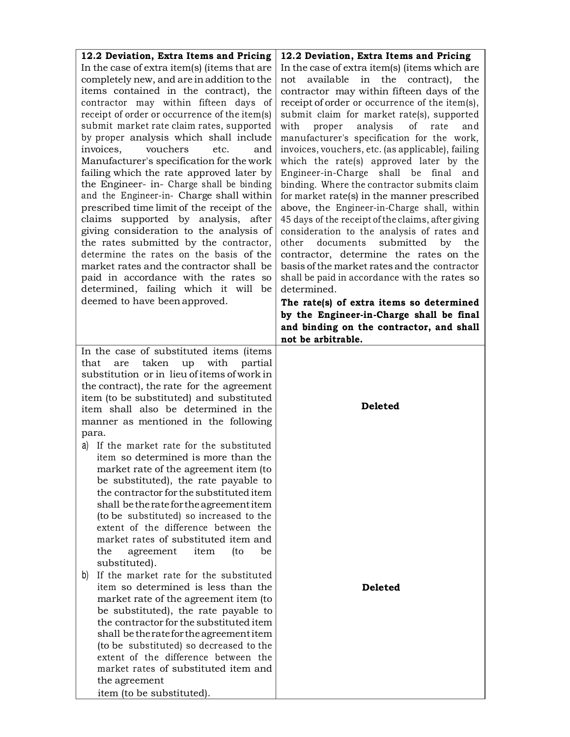| **12.2 Deviation, Extra Items and Pricing**<br>In the case of extra item(s) (items that are completely new, and are in addition to the items contained in the contract), the contractor may within fifteen days of receipt of order or occurrence of the item(s) submit market rate claim rates, supported by proper analysis which shall include invoices, vouchers etc. and Manufacturer's specification for the work failing which the rate approved later by the Engineer- in- Charge shall be binding and the Engineer-in- Charge shall within prescribed time limit of the receipt of the claims supported by analysis, after giving consideration to the analysis of the rates submitted by the contractor, determine the rates on the basis of the market rates and the contractor shall be paid in accordance with the rates so determined, failing which it will be deemed to have been approved. | **12.2 Deviation, Extra Items and Pricing**<br>In the case of extra item(s) (items which are not available in the contract), the contractor may within fifteen days of the receipt of order or occurrence of the item(s), submit claim for market rate(s), supported with proper analysis of rate and manufacturer's specification for the work, invoices, vouchers, etc. (as applicable), failing which the rate(s) approved later by the Engineer-in-Charge shall be final and binding. Where the contractor submits claim for market rate(s) in the manner prescribed above, the Engineer-in-Charge shall, within 45 days of the receipt of the claims, after giving consideration to the analysis of rates and other documents submitted by the contractor, determine the rates on the basis of the market rates and the contractor shall be paid in accordance with the rates so determined.<br>**The rate(s) of extra items so determined by the Engineer-in-Charge shall be final and binding on the contractor, and shall not be arbitrable.** |
|---|---|
| In the case of substituted items (items that are taken up with partial substitution or in lieu of items of work in the contract), the rate for the agreement item (to be substituted) and substituted item shall also be determined in the manner as mentioned in the following para.<br>a) If the market rate for the substituted item so determined is more than the market rate of the agreement item (to be substituted), the rate payable to the contractor for the substituted item shall be the rate for the agreement item (to be substituted) so increased to the extent of the difference between the market rates of substituted item and the agreement item (to be substituted).<br>b) If the market rate for the substituted item so determined is less than the market rate of the agreement item (to be substituted), the rate payable to the contractor for the substituted item shall be the rate for the agreement item (to be substituted) so decreased to the extent of the difference between the market rates of substituted item and the agreement item (to be substituted). | **Deleted**<br><br>**Deleted** |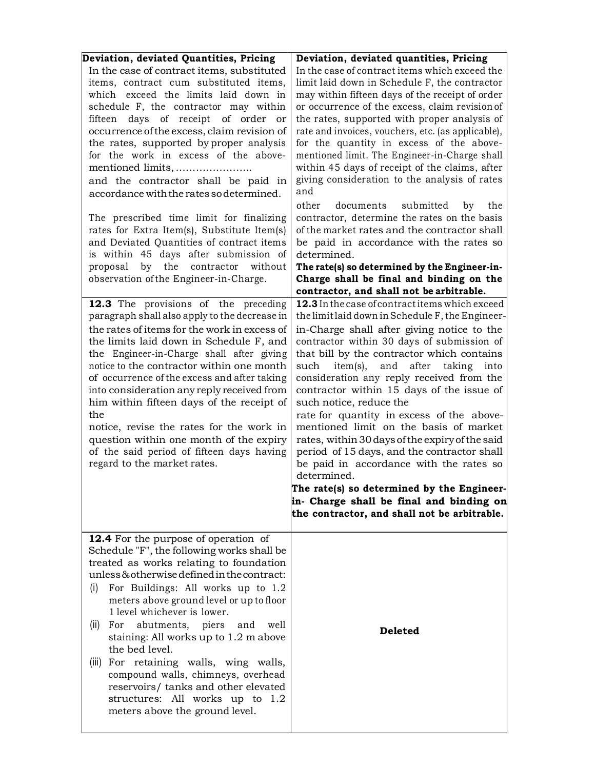| Deviation, deviated Quantities, Pricing | Deviation, deviated quantities, Pricing |
|---|---|
| In the case of contract items, substituted items, contract cum substituted items, which exceed the limits laid down in schedule F, the contractor may within fifteen days of receipt of order or occurrence of the excess, claim revision of the rates, supported by proper analysis for the work in excess of the above-mentioned limits, ………………….. and the contractor shall be paid in accordance with the rates so determined.<br><br>The prescribed time limit for finalizing rates for Extra Item(s), Substitute Item(s) and Deviated Quantities of contract items is within 45 days after submission of proposal by the contractor without observation of the Engineer-in-Charge. | In the case of contract items which exceed the limit laid down in Schedule F, the contractor may within fifteen days of the receipt of order or occurrence of the excess, claim revision of the rates, supported with proper analysis of rate and invoices, vouchers, etc. (as applicable), for the quantity in excess of the above-mentioned limit. The Engineer-in-Charge shall within 45 days of receipt of the claims, after giving consideration to the analysis of rates and other documents submitted by the contractor, determine the rates on the basis of the market rates and the contractor shall be paid in accordance with the rates so determined.<br>**The rate(s) so determined by the Engineer-in-Charge shall be final and binding on the contractor, and shall not be arbitrable.** |
| **12.3** The provisions of the preceding paragraph shall also apply to the decrease in the rates of items for the work in excess of the limits laid down in Schedule F, and the Engineer-in-Charge shall after giving notice to the contractor within one month of occurrence of the excess and after taking into consideration any reply received from him within fifteen days of the receipt of the notice, revise the rates for the work in question within one month of the expiry of the said period of fifteen days having regard to the market rates. | **12.3** In the case of contract items which exceed the limit laid down in Schedule F, the Engineer-in-Charge shall after giving notice to the contractor within 30 days of submission of that bill by the contractor which contains such item(s), and after taking into consideration any reply received from the contractor within 15 days of the issue of such notice, reduce the rate for quantity in excess of the above-mentioned limit on the basis of market rates, within 30 days of the expiry of the said period of 15 days, and the contractor shall be paid in accordance with the rates so determined.<br>**The rate(s) so determined by the Engineer-in- Charge shall be final and binding on the contractor, and shall not be arbitrable.** |
| **12.4** For the purpose of operation of Schedule "F", the following works shall be treated as works relating to foundation unless & otherwise defined in the contract:<br>(i) For Buildings: All works up to 1.2 meters above ground level or up to floor 1 level whichever is lower.<br>(ii) For abutments, piers and well staining: All works up to 1.2 m above the bed level.<br>(iii) For retaining walls, wing walls, compound walls, chimneys, overhead reservoirs/ tanks and other elevated structures: All works up to 1.2 meters above the ground level. | **Deleted** |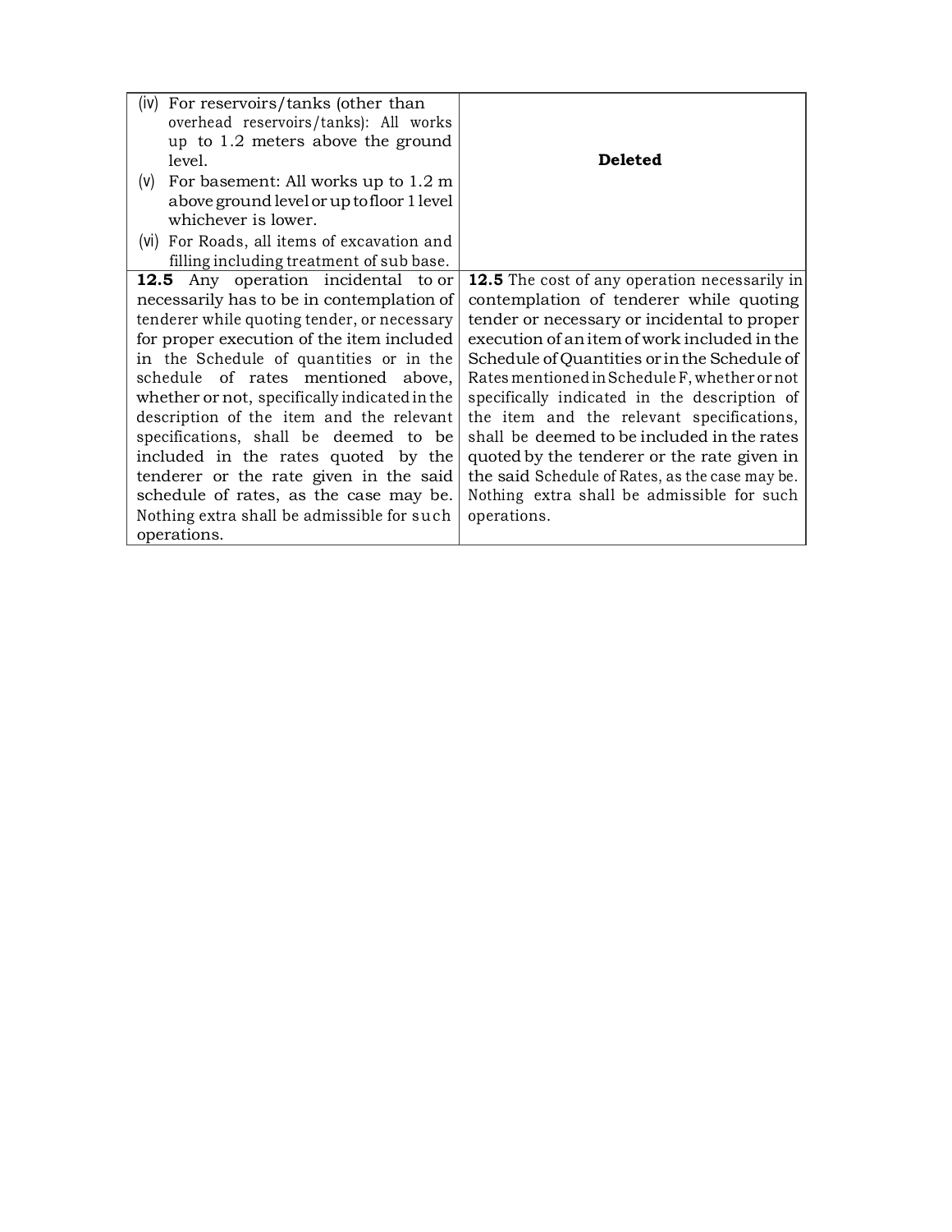| | |
|---|---|
| (iv) For reservoirs/tanks (other than overhead reservoirs/tanks): All works up to 1.2 meters above the ground level.<br>(v) For basement: All works up to 1.2 m above ground level or up to floor 1 level whichever is lower.<br>(vi) For Roads, all items of excavation and filling including treatment of sub base. | **Deleted** |
| **12.5** Any operation incidental to or necessarily has to be in contemplation of tenderer while quoting tender, or necessary for proper execution of the item included in the Schedule of quantities or in the schedule of rates mentioned above, whether or not, specifically indicated in the description of the item and the relevant specifications, shall be deemed to be included in the rates quoted by the tenderer or the rate given in the said schedule of rates, as the case may be. Nothing extra shall be admissible for such operations. | **12.5** The cost of any operation necessarily in contemplation of tenderer while quoting tender or necessary or incidental to proper execution of an item of work included in the Schedule of Quantities or in the Schedule of Rates mentioned in Schedule F, whether or not specifically indicated in the description of the item and the relevant specifications, shall be deemed to be included in the rates quoted by the tenderer or the rate given in the said Schedule of Rates, as the case may be. Nothing extra shall be admissible for such operations. |